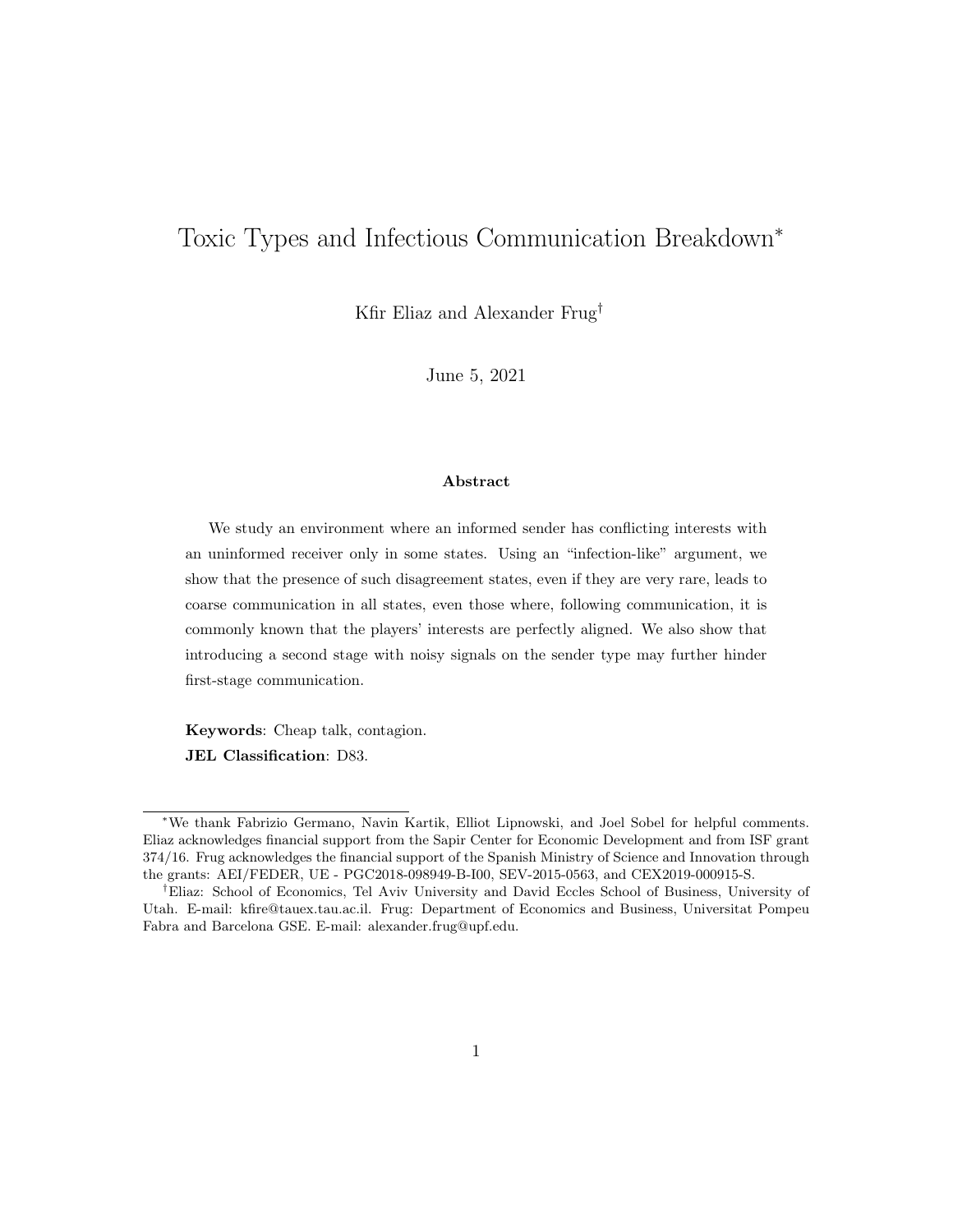# Toxic Types and Infectious Communication Breakdown*

Kfir Eliaz and Alexander Frug†

June 5, 2021

### Abstract

We study an environment where an informed sender has conflicting interests with an uninformed receiver only in some states. Using an "infection-like" argument, we show that the presence of such disagreement states, even if they are very rare, leads to coarse communication in all states, even those where, following communication, it is commonly known that the players' interests are perfectly aligned. We also show that introducing a second stage with noisy signals on the sender type may further hinder first-stage communication.

**Keywords**: Cheap talk, contagion.
**JEL Classification**: D83.

*We thank Fabrizio Germano, Navin Kartik, Elliot Lipnowski, and Joel Sobel for helpful comments. Eliaz acknowledges financial support from the Sapir Center for Economic Development and from ISF grant 374/16. Frug acknowledges the financial support of the Spanish Ministry of Science and Innovation through the grants: AEI/FEDER, UE - PGC2018-098949-B-I00, SEV-2015-0563, and CEX2019-000915-S.

†Eliaz: School of Economics, Tel Aviv University and David Eccles School of Business, University of Utah. E-mail: kfire@tauex.tau.ac.il. Frug: Department of Economics and Business, Universitat Pompeu Fabra and Barcelona GSE. E-mail: alexander.frug@upf.edu.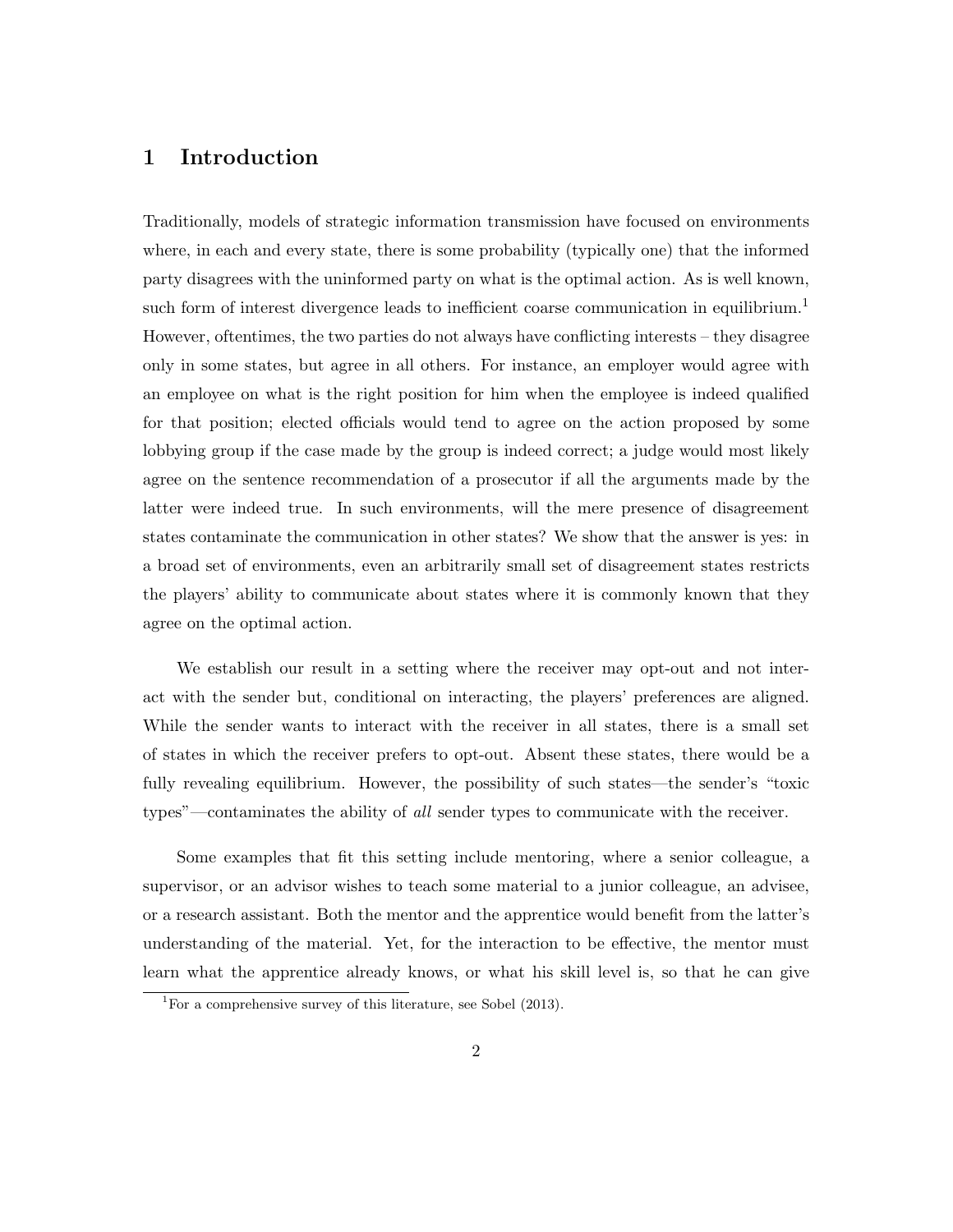# 1 Introduction

Traditionally, models of strategic information transmission have focused on environments where, in each and every state, there is some probability (typically one) that the informed party disagrees with the uninformed party on what is the optimal action. As is well known, such form of interest divergence leads to inefficient coarse communication in equilibrium.[1] However, oftentimes, the two parties do not always have conflicting interests – they disagree only in some states, but agree in all others. For instance, an employer would agree with an employee on what is the right position for him when the employee is indeed qualified for that position; elected officials would tend to agree on the action proposed by some lobbying group if the case made by the group is indeed correct; a judge would most likely agree on the sentence recommendation of a prosecutor if all the arguments made by the latter were indeed true. In such environments, will the mere presence of disagreement states contaminate the communication in other states? We show that the answer is yes: in a broad set of environments, even an arbitrarily small set of disagreement states restricts the players' ability to communicate about states where it is commonly known that they agree on the optimal action.

We establish our result in a setting where the receiver may opt-out and not interact with the sender but, conditional on interacting, the players' preferences are aligned. While the sender wants to interact with the receiver in all states, there is a small set of states in which the receiver prefers to opt-out. Absent these states, there would be a fully revealing equilibrium. However, the possibility of such states—the sender's "toxic types"—contaminates the ability of *all* sender types to communicate with the receiver.

Some examples that fit this setting include mentoring, where a senior colleague, a supervisor, or an advisor wishes to teach some material to a junior colleague, an advisee, or a research assistant. Both the mentor and the apprentice would benefit from the latter's understanding of the material. Yet, for the interaction to be effective, the mentor must learn what the apprentice already knows, or what his skill level is, so that he can give

[1] For a comprehensive survey of this literature, see Sobel (2013).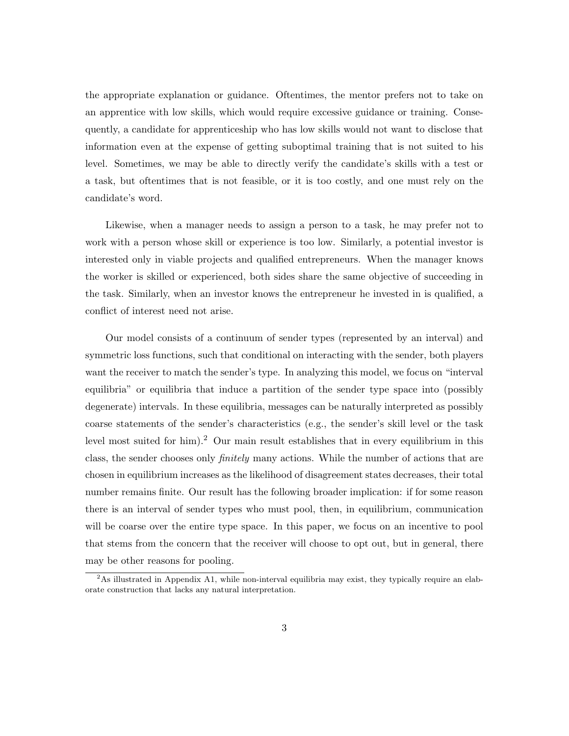the appropriate explanation or guidance. Oftentimes, the mentor prefers not to take on an apprentice with low skills, which would require excessive guidance or training. Consequently, a candidate for apprenticeship who has low skills would not want to disclose that information even at the expense of getting suboptimal training that is not suited to his level. Sometimes, we may be able to directly verify the candidate's skills with a test or a task, but oftentimes that is not feasible, or it is too costly, and one must rely on the candidate's word.

Likewise, when a manager needs to assign a person to a task, he may prefer not to work with a person whose skill or experience is too low. Similarly, a potential investor is interested only in viable projects and qualified entrepreneurs. When the manager knows the worker is skilled or experienced, both sides share the same objective of succeeding in the task. Similarly, when an investor knows the entrepreneur he invested in is qualified, a conflict of interest need not arise.

Our model consists of a continuum of sender types (represented by an interval) and symmetric loss functions, such that conditional on interacting with the sender, both players want the receiver to match the sender's type. In analyzing this model, we focus on "interval equilibria" or equilibria that induce a partition of the sender type space into (possibly degenerate) intervals. In these equilibria, messages can be naturally interpreted as possibly coarse statements of the sender's characteristics (e.g., the sender's skill level or the task level most suited for him).[2] Our main result establishes that in every equilibrium in this class, the sender chooses only *finitely* many actions. While the number of actions that are chosen in equilibrium increases as the likelihood of disagreement states decreases, their total number remains finite. Our result has the following broader implication: if for some reason there is an interval of sender types who must pool, then, in equilibrium, communication will be coarse over the entire type space. In this paper, we focus on an incentive to pool that stems from the concern that the receiver will choose to opt out, but in general, there may be other reasons for pooling.

[2]As illustrated in Appendix A1, while non-interval equilibria may exist, they typically require an elaborate construction that lacks any natural interpretation.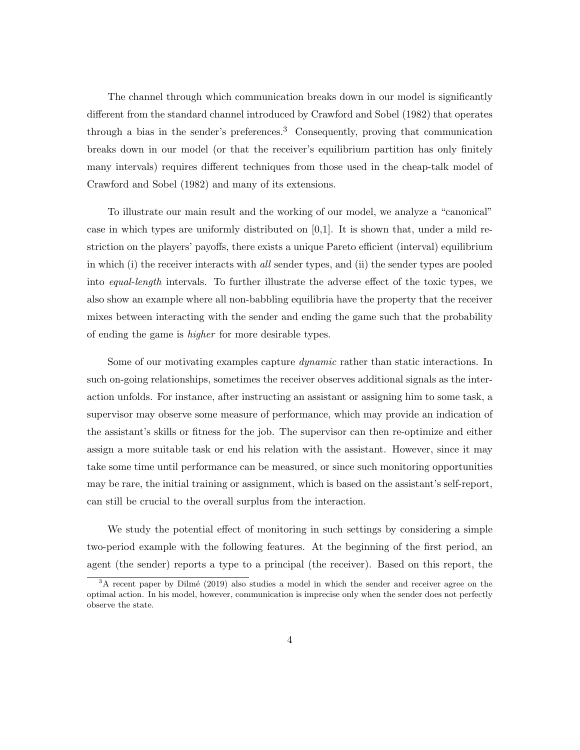The channel through which communication breaks down in our model is significantly different from the standard channel introduced by Crawford and Sobel (1982) that operates through a bias in the sender's preferences.[3] Consequently, proving that communication breaks down in our model (or that the receiver's equilibrium partition has only finitely many intervals) requires different techniques from those used in the cheap-talk model of Crawford and Sobel (1982) and many of its extensions.

To illustrate our main result and the working of our model, we analyze a "canonical" case in which types are uniformly distributed on [0,1]. It is shown that, under a mild restriction on the players' payoffs, there exists a unique Pareto efficient (interval) equilibrium in which (i) the receiver interacts with *all* sender types, and (ii) the sender types are pooled into *equal-length* intervals. To further illustrate the adverse effect of the toxic types, we also show an example where all non-babbling equilibria have the property that the receiver mixes between interacting with the sender and ending the game such that the probability of ending the game is *higher* for more desirable types.

Some of our motivating examples capture *dynamic* rather than static interactions. In such on-going relationships, sometimes the receiver observes additional signals as the interaction unfolds. For instance, after instructing an assistant or assigning him to some task, a supervisor may observe some measure of performance, which may provide an indication of the assistant's skills or fitness for the job. The supervisor can then re-optimize and either assign a more suitable task or end his relation with the assistant. However, since it may take some time until performance can be measured, or since such monitoring opportunities may be rare, the initial training or assignment, which is based on the assistant's self-report, can still be crucial to the overall surplus from the interaction.

We study the potential effect of monitoring in such settings by considering a simple two-period example with the following features. At the beginning of the first period, an agent (the sender) reports a type to a principal (the receiver). Based on this report, the

[3] A recent paper by Dilmé (2019) also studies a model in which the sender and receiver agree on the optimal action. In his model, however, communication is imprecise only when the sender does not perfectly observe the state.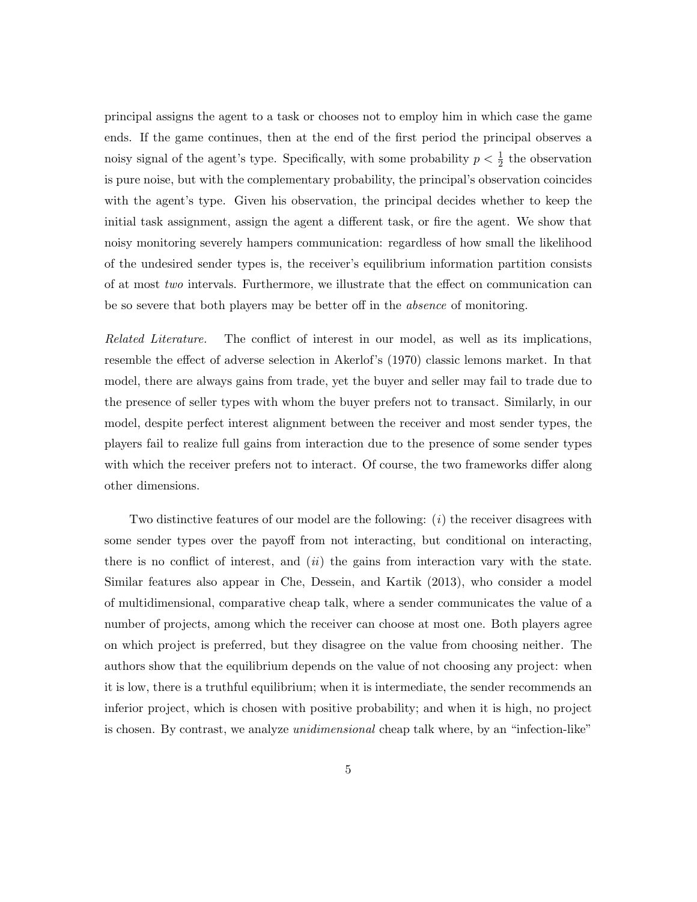principal assigns the agent to a task or chooses not to employ him in which case the game ends. If the game continues, then at the end of the first period the principal observes a noisy signal of the agent's type. Specifically, with some probability $p < \frac{1}{2}$ the observation is pure noise, but with the complementary probability, the principal's observation coincides with the agent's type. Given his observation, the principal decides whether to keep the initial task assignment, assign the agent a different task, or fire the agent. We show that noisy monitoring severely hampers communication: regardless of how small the likelihood of the undesired sender types is, the receiver's equilibrium information partition consists of at most *two* intervals. Furthermore, we illustrate that the effect on communication can be so severe that both players may be better off in the *absence* of monitoring.

*Related Literature.* The conflict of interest in our model, as well as its implications, resemble the effect of adverse selection in Akerlof's (1970) classic lemons market. In that model, there are always gains from trade, yet the buyer and seller may fail to trade due to the presence of seller types with whom the buyer prefers not to transact. Similarly, in our model, despite perfect interest alignment between the receiver and most sender types, the players fail to realize full gains from interaction due to the presence of some sender types with which the receiver prefers not to interact. Of course, the two frameworks differ along other dimensions.

Two distinctive features of our model are the following: $(i)$ the receiver disagrees with some sender types over the payoff from not interacting, but conditional on interacting, there is no conflict of interest, and $(ii)$ the gains from interaction vary with the state. Similar features also appear in Che, Dessein, and Kartik (2013), who consider a model of multidimensional, comparative cheap talk, where a sender communicates the value of a number of projects, among which the receiver can choose at most one. Both players agree on which project is preferred, but they disagree on the value from choosing neither. The authors show that the equilibrium depends on the value of not choosing any project: when it is low, there is a truthful equilibrium; when it is intermediate, the sender recommends an inferior project, which is chosen with positive probability; and when it is high, no project is chosen. By contrast, we analyze *unidimensional* cheap talk where, by an "infection-like"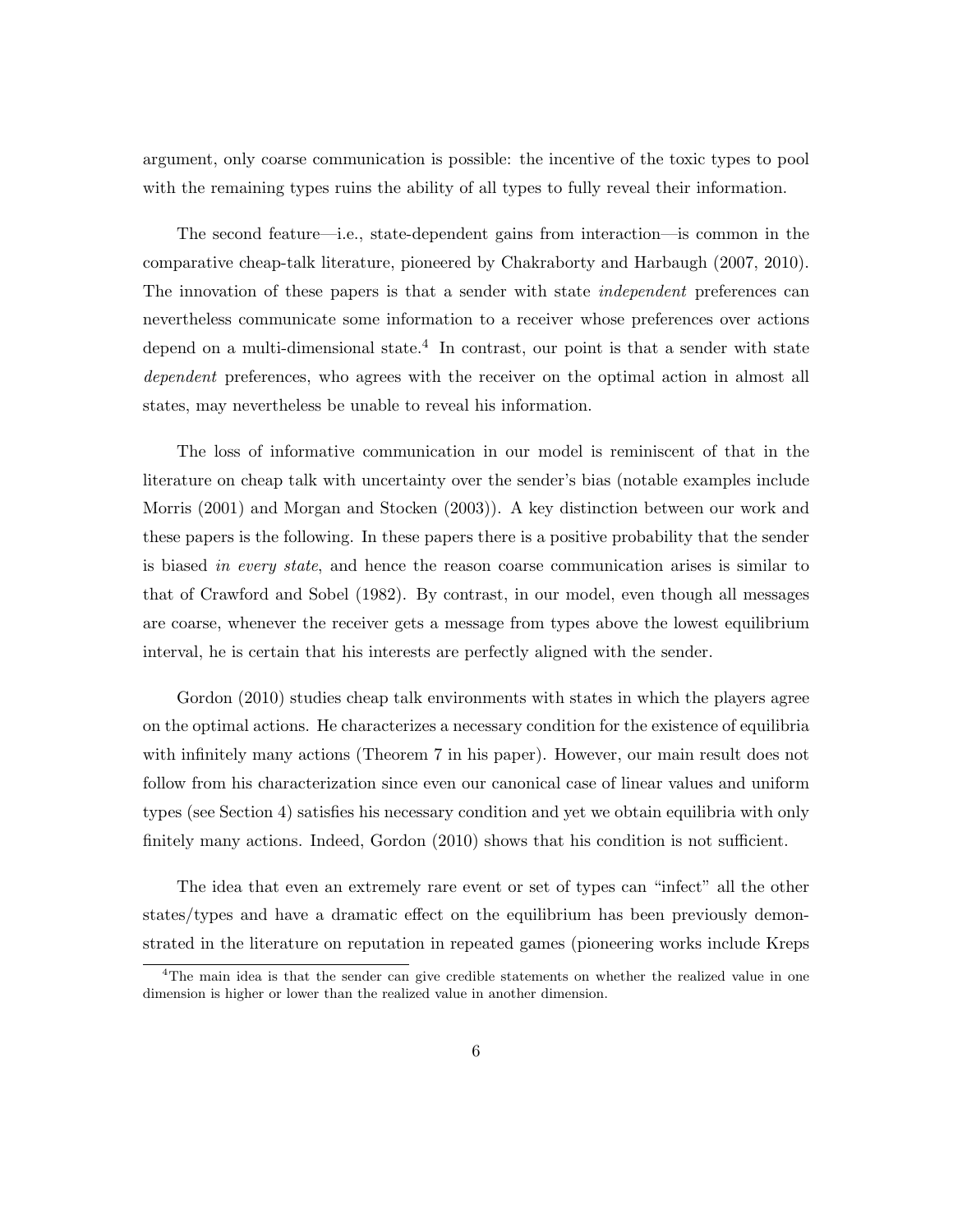argument, only coarse communication is possible: the incentive of the toxic types to pool with the remaining types ruins the ability of all types to fully reveal their information.

The second feature—i.e., state-dependent gains from interaction—is common in the comparative cheap-talk literature, pioneered by Chakraborty and Harbaugh (2007, 2010). The innovation of these papers is that a sender with state *independent* preferences can nevertheless communicate some information to a receiver whose preferences over actions depend on a multi-dimensional state.[4] In contrast, our point is that a sender with state *dependent* preferences, who agrees with the receiver on the optimal action in almost all states, may nevertheless be unable to reveal his information.

The loss of informative communication in our model is reminiscent of that in the literature on cheap talk with uncertainty over the sender's bias (notable examples include Morris (2001) and Morgan and Stocken (2003)). A key distinction between our work and these papers is the following. In these papers there is a positive probability that the sender is biased *in every state*, and hence the reason coarse communication arises is similar to that of Crawford and Sobel (1982). By contrast, in our model, even though all messages are coarse, whenever the receiver gets a message from types above the lowest equilibrium interval, he is certain that his interests are perfectly aligned with the sender.

Gordon (2010) studies cheap talk environments with states in which the players agree on the optimal actions. He characterizes a necessary condition for the existence of equilibria with infinitely many actions (Theorem 7 in his paper). However, our main result does not follow from his characterization since even our canonical case of linear values and uniform types (see Section 4) satisfies his necessary condition and yet we obtain equilibria with only finitely many actions. Indeed, Gordon (2010) shows that his condition is not sufficient.

The idea that even an extremely rare event or set of types can "infect" all the other states/types and have a dramatic effect on the equilibrium has been previously demonstrated in the literature on reputation in repeated games (pioneering works include Kreps

[4] The main idea is that the sender can give credible statements on whether the realized value in one dimension is higher or lower than the realized value in another dimension.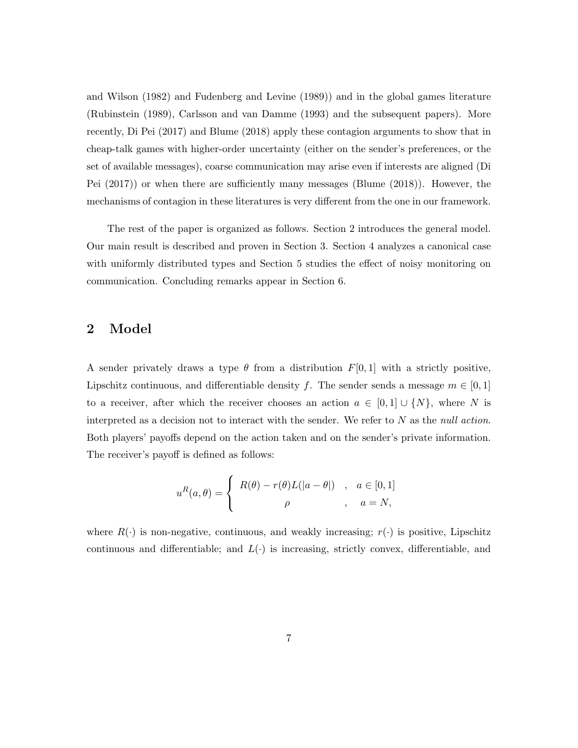and Wilson (1982) and Fudenberg and Levine (1989)) and in the global games literature (Rubinstein (1989), Carlsson and van Damme (1993) and the subsequent papers). More recently, Di Pei (2017) and Blume (2018) apply these contagion arguments to show that in cheap-talk games with higher-order uncertainty (either on the sender's preferences, or the set of available messages), coarse communication may arise even if interests are aligned (Di Pei (2017)) or when there are sufficiently many messages (Blume (2018)). However, the mechanisms of contagion in these literatures is very different from the one in our framework.

The rest of the paper is organized as follows. Section 2 introduces the general model. Our main result is described and proven in Section 3. Section 4 analyzes a canonical case with uniformly distributed types and Section 5 studies the effect of noisy monitoring on communication. Concluding remarks appear in Section 6.

## 2 Model

A sender privately draws a type $\theta$ from a distribution $F[0,1]$ with a strictly positive, Lipschitz continuous, and differentiable density $f$. The sender sends a message $m \in [0,1]$ to a receiver, after which the receiver chooses an action $a \in [0,1] \cup \{N\}$, where $N$ is interpreted as a decision not to interact with the sender. We refer to $N$ as the *null action*. Both players' payoffs depend on the action taken and on the sender's private information. The receiver's payoff is defined as follows:

$$u^R(a,\theta) = \begin{cases} R(\theta) - r(\theta)L(|a-\theta|) & , \quad a \in [0,1] \\ \rho & , \quad a = N, \end{cases}$$

where $R(\cdot)$ is non-negative, continuous, and weakly increasing; $r(\cdot)$ is positive, Lipschitz continuous and differentiable; and $L(\cdot)$ is increasing, strictly convex, differentiable, and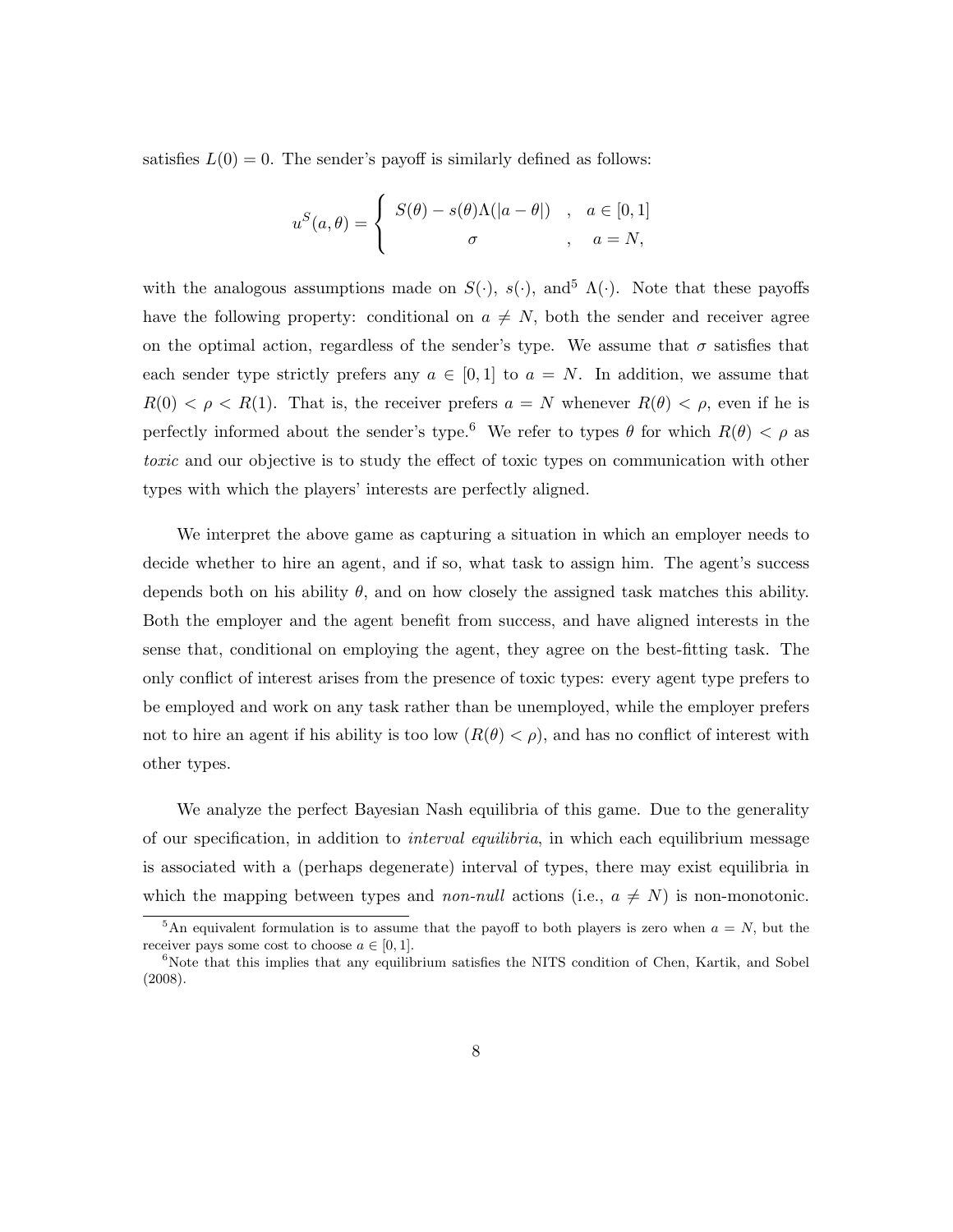satisfies $L(0) = 0$. The sender's payoff is similarly defined as follows:

$$u^S(a,\theta) = \begin{cases} S(\theta) - s(\theta)\Lambda(|a-\theta|) & , \quad a \in [0,1] \\ \sigma & , \quad a = N, \end{cases}$$

with the analogous assumptions made on $S(\cdot)$, $s(\cdot)$, and[5] $\Lambda(\cdot)$. Note that these payoffs have the following property: conditional on $a \neq N$, both the sender and receiver agree on the optimal action, regardless of the sender's type. We assume that $\sigma$ satisfies that each sender type strictly prefers any $a \in [0,1]$ to $a = N$. In addition, we assume that $R(0) < \rho < R(1)$. That is, the receiver prefers $a = N$ whenever $R(\theta) < \rho$, even if he is perfectly informed about the sender's type.[6] We refer to types $\theta$ for which $R(\theta) < \rho$ as *toxic* and our objective is to study the effect of toxic types on communication with other types with which the players' interests are perfectly aligned.

We interpret the above game as capturing a situation in which an employer needs to decide whether to hire an agent, and if so, what task to assign him. The agent's success depends both on his ability $\theta$, and on how closely the assigned task matches this ability. Both the employer and the agent benefit from success, and have aligned interests in the sense that, conditional on employing the agent, they agree on the best-fitting task. The only conflict of interest arises from the presence of toxic types: every agent type prefers to be employed and work on any task rather than be unemployed, while the employer prefers not to hire an agent if his ability is too low ($R(\theta) < \rho$), and has no conflict of interest with other types.

We analyze the perfect Bayesian Nash equilibria of this game. Due to the generality of our specification, in addition to *interval equilibria*, in which each equilibrium message is associated with a (perhaps degenerate) interval of types, there may exist equilibria in which the mapping between types and *non-null* actions (i.e., $a \neq N$) is non-monotonic.

[5] An equivalent formulation is to assume that the payoff to both players is zero when $a = N$, but the receiver pays some cost to choose $a \in [0,1]$.

[6] Note that this implies that any equilibrium satisfies the NITS condition of Chen, Kartik, and Sobel (2008).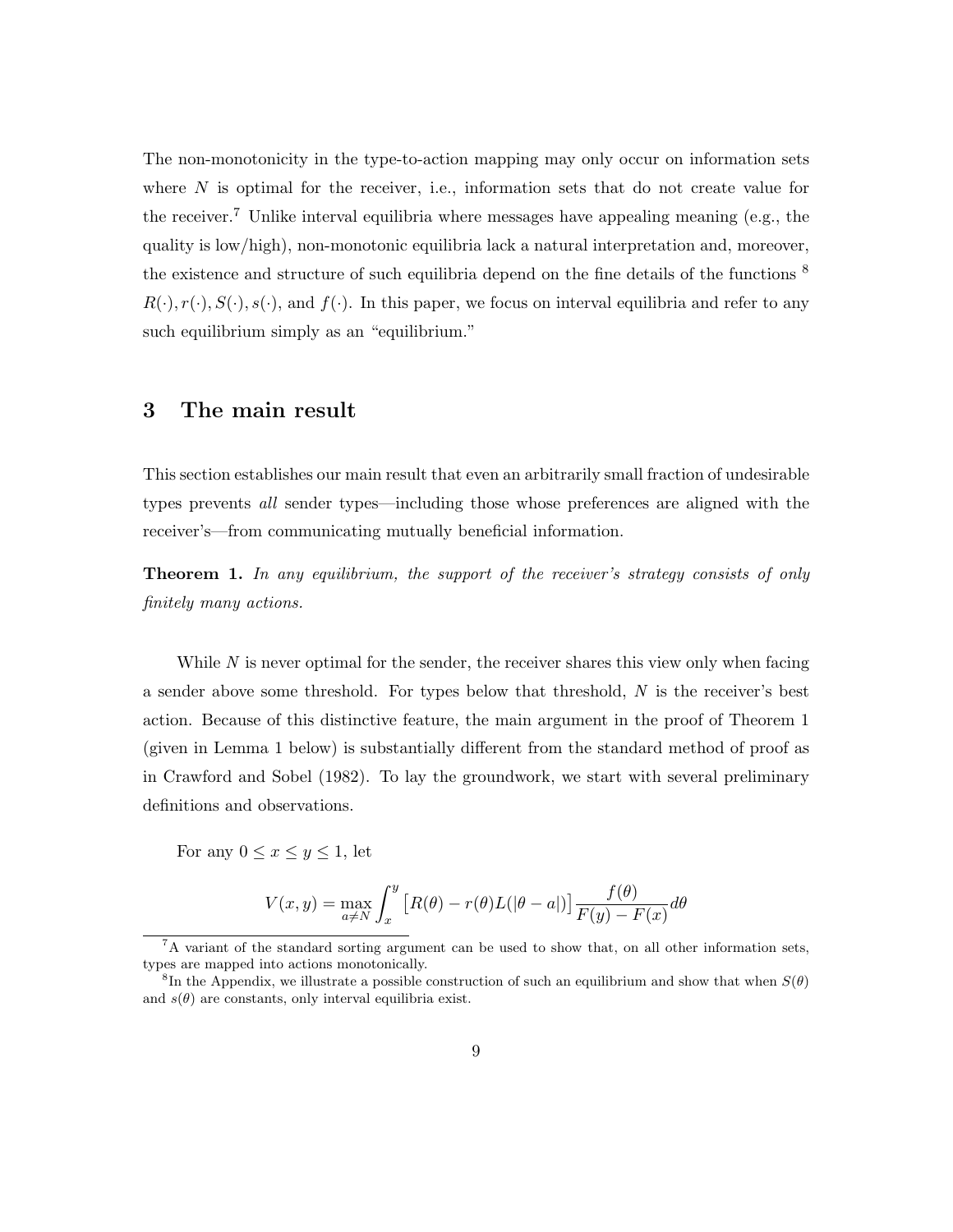The non-monotonicity in the type-to-action mapping may only occur on information sets where $N$ is optimal for the receiver, i.e., information sets that do not create value for the receiver.[7] Unlike interval equilibria where messages have appealing meaning (e.g., the quality is low/high), non-monotonic equilibria lack a natural interpretation and, moreover, the existence and structure of such equilibria depend on the fine details of the functions [8] $R(\cdot), r(\cdot), S(\cdot), s(\cdot)$, and $f(\cdot)$. In this paper, we focus on interval equilibria and refer to any such equilibrium simply as an "equilibrium."

# 3 The main result

This section establishes our main result that even an arbitrarily small fraction of undesirable types prevents *all* sender types—including those whose preferences are aligned with the receiver's—from communicating mutually beneficial information.

**Theorem 1.** *In any equilibrium, the support of the receiver's strategy consists of only finitely many actions.*

While $N$ is never optimal for the sender, the receiver shares this view only when facing a sender above some threshold. For types below that threshold, $N$ is the receiver's best action. Because of this distinctive feature, the main argument in the proof of Theorem 1 (given in Lemma 1 below) is substantially different from the standard method of proof as in Crawford and Sobel (1982). To lay the groundwork, we start with several preliminary definitions and observations.

For any $0 \le x \le y \le 1$, let

$$V(x,y) = \max_{a \neq N} \int_x^y \left[R(\theta) - r(\theta)L(|\theta - a|)\right] \frac{f(\theta)}{F(y) - F(x)} d\theta$$

[7] A variant of the standard sorting argument can be used to show that, on all other information sets, types are mapped into actions monotonically.

[8] In the Appendix, we illustrate a possible construction of such an equilibrium and show that when $S(\theta)$ and $s(\theta)$ are constants, only interval equilibria exist.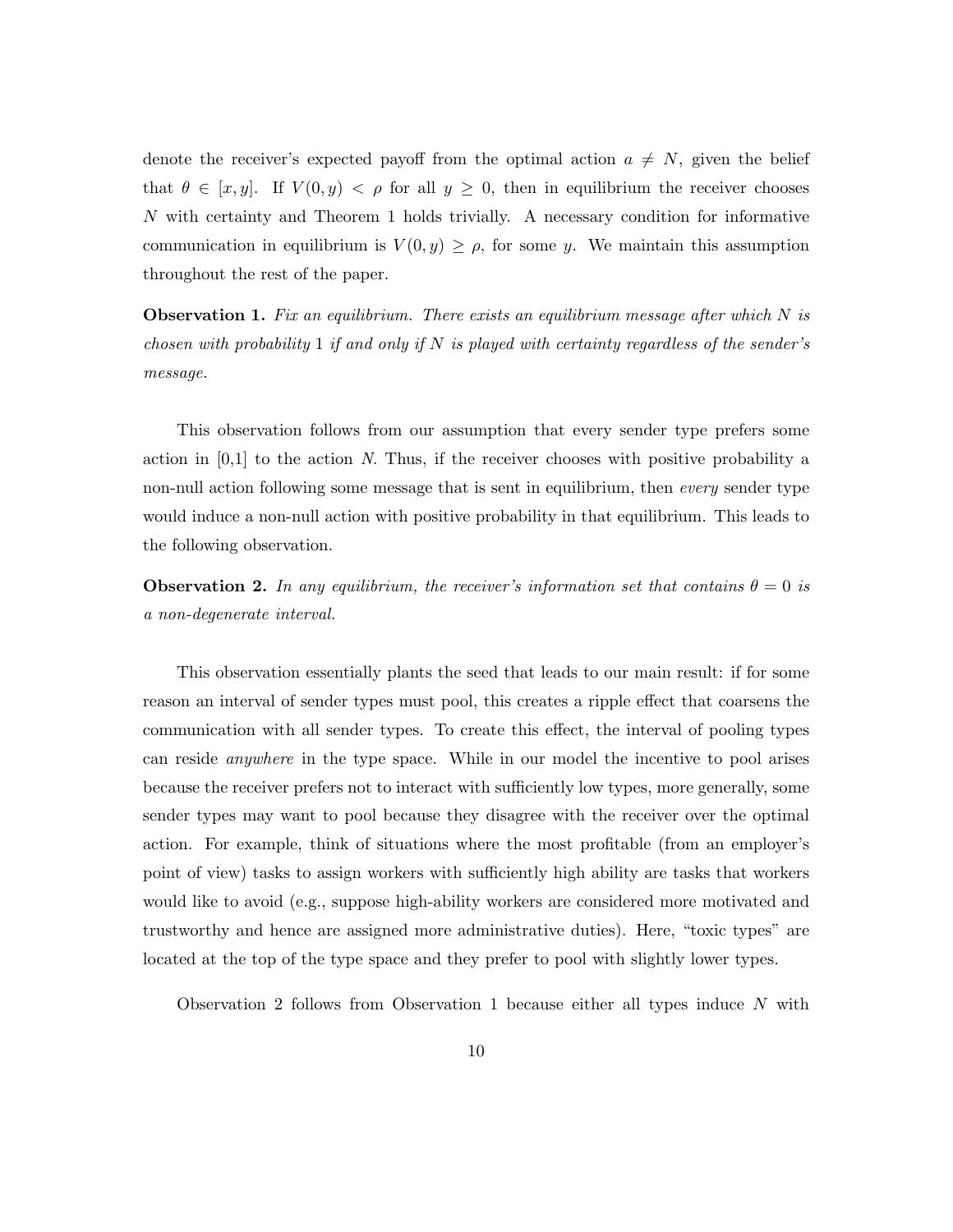denote the receiver's expected payoff from the optimal action $a \neq N$, given the belief that $\theta \in [x, y]$. If $V(0, y) < \rho$ for all $y \geq 0$, then in equilibrium the receiver chooses $N$ with certainty and Theorem 1 holds trivially. A necessary condition for informative communication in equilibrium is $V(0, y) \geq \rho$, for some $y$. We maintain this assumption throughout the rest of the paper.

**Observation 1.** *Fix an equilibrium. There exists an equilibrium message after which $N$ is chosen with probability 1 if and only if $N$ is played with certainty regardless of the sender's message.*

This observation follows from our assumption that every sender type prefers some action in [0,1] to the action $N$. Thus, if the receiver chooses with positive probability a non-null action following some message that is sent in equilibrium, then *every* sender type would induce a non-null action with positive probability in that equilibrium. This leads to the following observation.

**Observation 2.** *In any equilibrium, the receiver's information set that contains $\theta = 0$ is a non-degenerate interval.*

This observation essentially plants the seed that leads to our main result: if for some reason an interval of sender types must pool, this creates a ripple effect that coarsens the communication with all sender types. To create this effect, the interval of pooling types can reside *anywhere* in the type space. While in our model the incentive to pool arises because the receiver prefers not to interact with sufficiently low types, more generally, some sender types may want to pool because they disagree with the receiver over the optimal action. For example, think of situations where the most profitable (from an employer's point of view) tasks to assign workers with sufficiently high ability are tasks that workers would like to avoid (e.g., suppose high-ability workers are considered more motivated and trustworthy and hence are assigned more administrative duties). Here, "toxic types" are located at the top of the type space and they prefer to pool with slightly lower types.

Observation 2 follows from Observation 1 because either all types induce $N$ with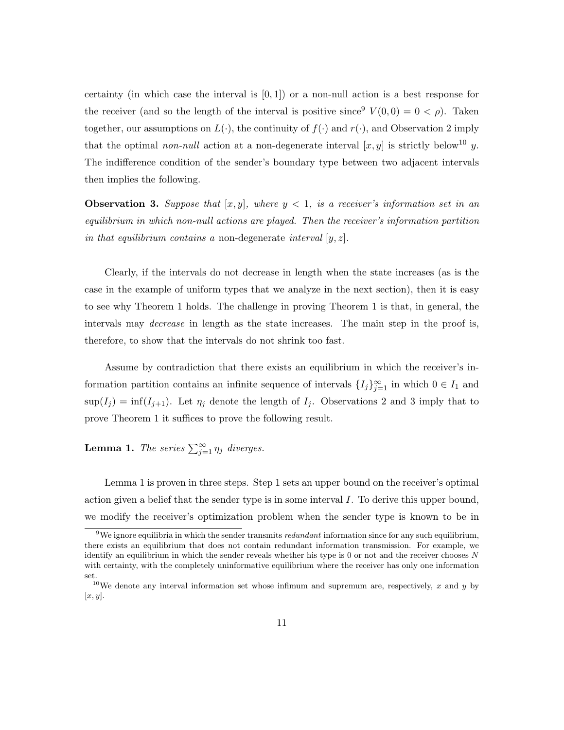certainty (in which case the interval is $[0,1]$) or a non-null action is a best response for the receiver (and so the length of the interval is positive since[9] $V(0,0) = 0 < \rho$). Taken together, our assumptions on $L(\cdot)$, the continuity of $f(\cdot)$ and $r(\cdot)$, and Observation 2 imply that the optimal *non-null* action at a non-degenerate interval $[x,y]$ is strictly below[10] $y$. The indifference condition of the sender's boundary type between two adjacent intervals then implies the following.

**Observation 3.** *Suppose that $[x,y]$, where $y < 1$, is a receiver's information set in an equilibrium in which non-null actions are played. Then the receiver's information partition in that equilibrium contains a* non-degenerate *interval $[y,z]$.*

Clearly, if the intervals do not decrease in length when the state increases (as is the case in the example of uniform types that we analyze in the next section), then it is easy to see why Theorem 1 holds. The challenge in proving Theorem 1 is that, in general, the intervals may *decrease* in length as the state increases. The main step in the proof is, therefore, to show that the intervals do not shrink too fast.

Assume by contradiction that there exists an equilibrium in which the receiver's information partition contains an infinite sequence of intervals $\{I_j\}_{j=1}^{\infty}$ in which $0 \in I_1$ and $\sup(I_j) = \inf(I_{j+1})$. Let $\eta_j$ denote the length of $I_j$. Observations 2 and 3 imply that to prove Theorem 1 it suffices to prove the following result.

**Lemma 1.** *The series $\sum_{j=1}^{\infty} \eta_j$ diverges.*

Lemma 1 is proven in three steps. Step 1 sets an upper bound on the receiver's optimal action given a belief that the sender type is in some interval $I$. To derive this upper bound, we modify the receiver's optimization problem when the sender type is known to be in

[9]We ignore equilibria in which the sender transmits *redundant* information since for any such equilibrium, there exists an equilibrium that does not contain redundant information transmission. For example, we identify an equilibrium in which the sender reveals whether his type is 0 or not and the receiver chooses $N$ with certainty, with the completely uninformative equilibrium where the receiver has only one information set.

[10]We denote any interval information set whose infimum and supremum are, respectively, $x$ and $y$ by $[x,y]$.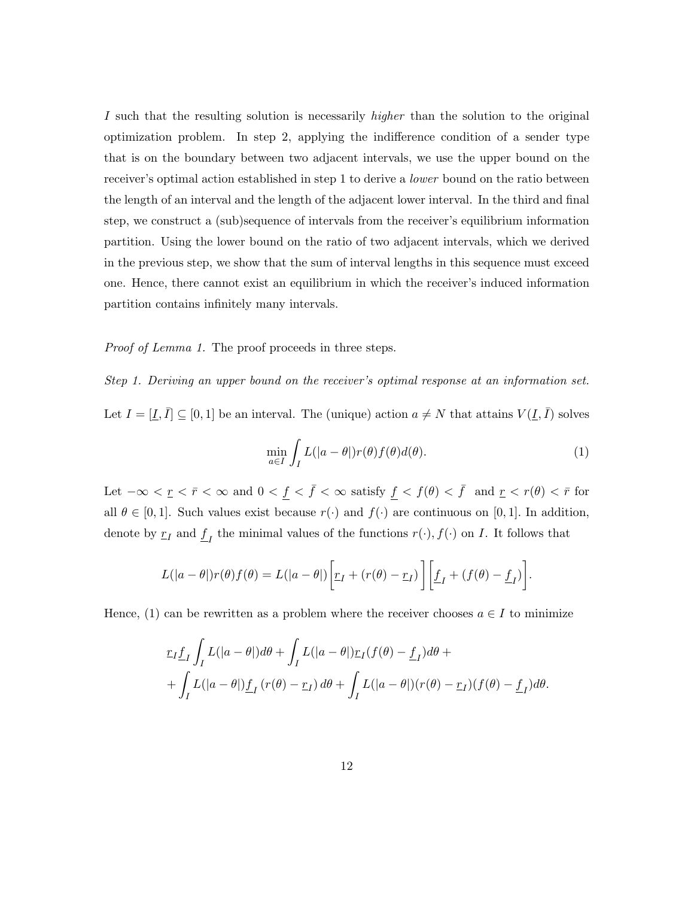$I$ such that the resulting solution is necessarily *higher* than the solution to the original optimization problem. In step 2, applying the indifference condition of a sender type that is on the boundary between two adjacent intervals, we use the upper bound on the receiver's optimal action established in step 1 to derive a *lower* bound on the ratio between the length of an interval and the length of the adjacent lower interval. In the third and final step, we construct a (sub)sequence of intervals from the receiver's equilibrium information partition. Using the lower bound on the ratio of two adjacent intervals, which we derived in the previous step, we show that the sum of interval lengths in this sequence must exceed one. Hence, there cannot exist an equilibrium in which the receiver's induced information partition contains infinitely many intervals.

*Proof of Lemma 1.* The proof proceeds in three steps.

*Step 1. Deriving an upper bound on the receiver's optimal response at an information set.*

Let $I = [\underline{I}, \bar{I}] \subseteq [0,1]$ be an interval. The (unique) action $a \neq N$ that attains $V(\underline{I}, \bar{I})$ solves

$$\min_{a \in I} \int_I L(|a - \theta|) r(\theta) f(\theta) d(\theta). \tag{1}$$

Let $-\infty < \underline{r} < \bar{r} < \infty$ and $0 < \underline{f} < \bar{f} < \infty$ satisfy $\underline{f} < f(\theta) < \bar{f}$ and $\underline{r} < r(\theta) < \bar{r}$ for all $\theta \in [0,1]$. Such values exist because $r(\cdot)$ and $f(\cdot)$ are continuous on $[0,1]$. In addition, denote by $\underline{r}_I$ and $\underline{f}_I$ the minimal values of the functions $r(\cdot), f(\cdot)$ on $I$. It follows that

$$L(|a-\theta|) r(\theta) f(\theta) = L(|a-\theta|) \Big[ \underline{r}_I + (r(\theta) - \underline{r}_I) \Big] \Big[ \underline{f}_I + (f(\theta) - \underline{f}_I) \Big].$$

Hence, (1) can be rewritten as a problem where the receiver chooses $a \in I$ to minimize

$$\begin{aligned}
&\underline{r}_I \underline{f}_I \int_I L(|a-\theta|) d\theta + \int_I L(|a-\theta|) \underline{r}_I (f(\theta) - \underline{f}_I) d\theta + \\
&+ \int_I L(|a-\theta|) \underline{f}_I \left( r(\theta) - \underline{r}_I \right) d\theta + \int_I L(|a-\theta|) (r(\theta) - \underline{r}_I)(f(\theta) - \underline{f}_I) d\theta.
\end{aligned}$$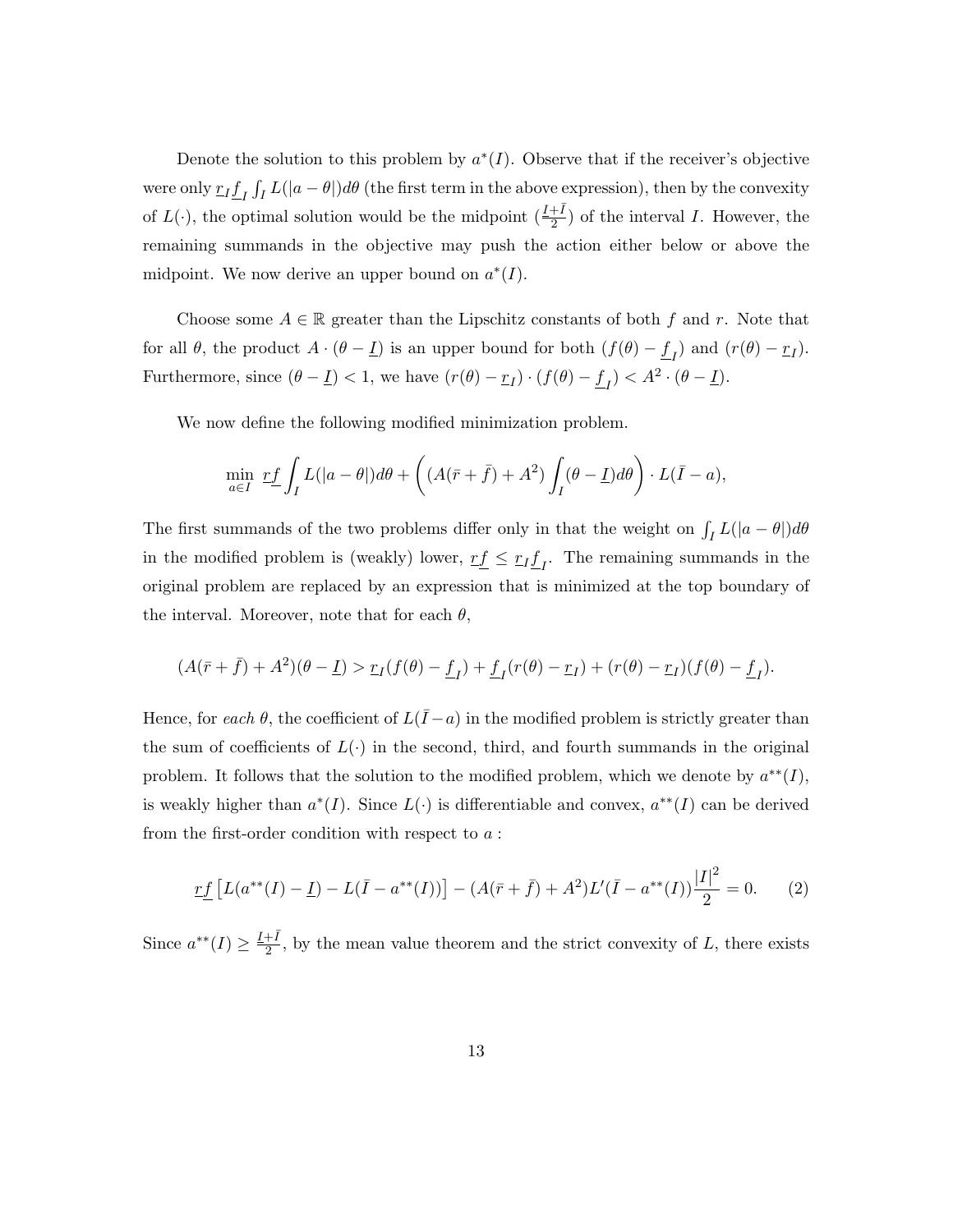Denote the solution to this problem by $a^*(I)$. Observe that if the receiver's objective were only $\underline{r}_I \underline{f}_I \int_I L(|a-\theta|)d\theta$ (the first term in the above expression), then by the convexity of $L(\cdot)$, the optimal solution would be the midpoint ($\frac{\underline{I}+\bar{I}}{2}$) of the interval $I$. However, the remaining summands in the objective may push the action either below or above the midpoint. We now derive an upper bound on $a^*(I)$.

Choose some $A \in \mathbb{R}$ greater than the Lipschitz constants of both $f$ and $r$. Note that for all $\theta$, the product $A \cdot (\theta - \underline{I})$ is an upper bound for both $(f(\theta) - \underline{f}_I)$ and $(r(\theta) - \underline{r}_I)$. Furthermore, since $(\theta - \underline{I}) < 1$, we have $(r(\theta) - \underline{r}_I) \cdot (f(\theta) - \underline{f}_I) < A^2 \cdot (\theta - \underline{I})$.

We now define the following modified minimization problem.

$$\min_{a \in I} \; \underline{r}\underline{f} \int_I L(|a-\theta|)d\theta + \left( (A(\bar{r}+\bar{f}) + A^2) \int_I (\theta - \underline{I}) d\theta \right) \cdot L(\bar{I} - a),$$

The first summands of the two problems differ only in that the weight on $\int_I L(|a-\theta|)d\theta$ in the modified problem is (weakly) lower, $\underline{r}\underline{f} \leq \underline{r}_I \underline{f}_I$. The remaining summands in the original problem are replaced by an expression that is minimized at the top boundary of the interval. Moreover, note that for each $\theta$,

$$(A(\bar{r}+\bar{f}) + A^2)(\theta - \underline{I}) > \underline{r}_I(f(\theta) - \underline{f}_I) + \underline{f}_I(r(\theta) - \underline{r}_I) + (r(\theta) - \underline{r}_I)(f(\theta) - \underline{f}_I).$$

Hence, for *each* $\theta$, the coefficient of $L(\bar{I} - a)$ in the modified problem is strictly greater than the sum of coefficients of $L(\cdot)$ in the second, third, and fourth summands in the original problem. It follows that the solution to the modified problem, which we denote by $a^{**}(I)$, is weakly higher than $a^*(I)$. Since $L(\cdot)$ is differentiable and convex, $a^{**}(I)$ can be derived from the first-order condition with respect to $a$ :

$$\underline{r}\underline{f}\left[L(a^{**}(I) - \underline{I}) - L(\bar{I} - a^{**}(I))\right] - (A(\bar{r}+\bar{f}) + A^2)L'(\bar{I} - a^{**}(I))\frac{|I|^2}{2} = 0. \tag{2}$$

Since $a^{**}(I) \geq \frac{\underline{I}+\bar{I}}{2}$, by the mean value theorem and the strict convexity of $L$, there exists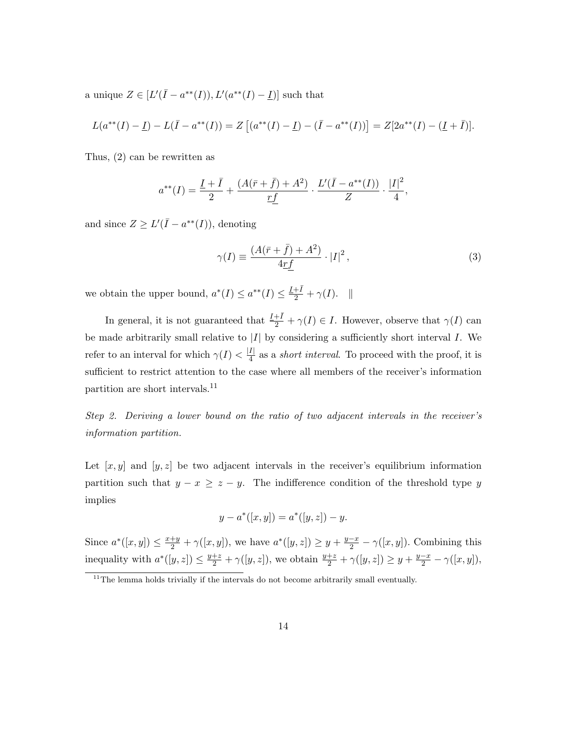a unique $Z \in [L'(\bar{I} - a^{**}(I)), L'(a^{**}(I) - \underline{I})]$ such that

$$L(a^{**}(I) - \underline{I}) - L(\bar{I} - a^{**}(I)) = Z\left[(a^{**}(I) - \underline{I}) - (\bar{I} - a^{**}(I))\right] = Z[2a^{**}(I) - (\underline{I} + \bar{I})].$$

Thus, (2) can be rewritten as

$$a^{**}(I) = \frac{\underline{I} + \bar{I}}{2} + \frac{(A(\bar{r} + \bar{f}) + A^2)}{\underline{r}\underline{f}} \cdot \frac{L'(\bar{I} - a^{**}(I))}{Z} \cdot \frac{|I|^2}{4},$$

and since $Z \geq L'(\bar{I} - a^{**}(I))$, denoting

$$\gamma(I) \equiv \frac{(A(\bar{r} + \bar{f}) + A^2)}{4\underline{r}\underline{f}} \cdot |I|^2, \tag{3}$$

we obtain the upper bound, $a^*(I) \leq a^{**}(I) \leq \frac{\underline{I} + \bar{I}}{2} + \gamma(I)$. ‖

In general, it is not guaranteed that $\frac{\underline{I} + \bar{I}}{2} + \gamma(I) \in I$. However, observe that $\gamma(I)$ can be made arbitrarily small relative to $|I|$ by considering a sufficiently short interval $I$. We refer to an interval for which $\gamma(I) < \frac{|I|}{4}$ as a *short interval*. To proceed with the proof, it is sufficient to restrict attention to the case where all members of the receiver's information partition are short intervals.[11]

*Step 2. Deriving a lower bound on the ratio of two adjacent intervals in the receiver's information partition.*

Let $[x, y]$ and $[y, z]$ be two adjacent intervals in the receiver's equilibrium information partition such that $y - x \geq z - y$. The indifference condition of the threshold type $y$ implies

$$y - a^*([x, y]) = a^*([y, z]) - y.$$

Since $a^*([x, y]) \leq \frac{x+y}{2} + \gamma([x, y])$, we have $a^*([y, z]) \geq y + \frac{y-x}{2} - \gamma([x, y])$. Combining this inequality with $a^*([y, z]) \leq \frac{y+z}{2} + \gamma([y, z])$, we obtain $\frac{y+z}{2} + \gamma([y, z]) \geq y + \frac{y-x}{2} - \gamma([x, y])$,

[11] The lemma holds trivially if the intervals do not become arbitrarily small eventually.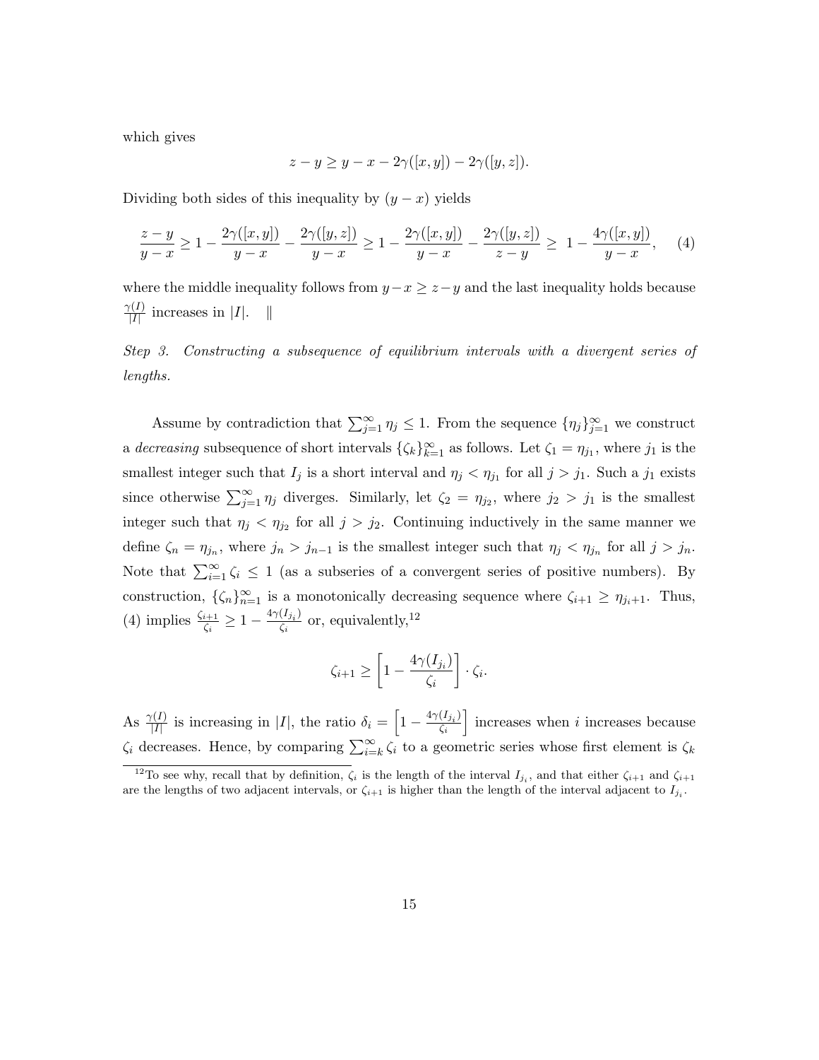which gives

$$z - y \geq y - x - 2\gamma([x, y]) - 2\gamma([y, z]).$$

Dividing both sides of this inequality by $(y - x)$ yields

$$\frac{z-y}{y-x} \geq 1 - \frac{2\gamma([x,y])}{y-x} - \frac{2\gamma([y,z])}{y-x} \geq 1 - \frac{2\gamma([x,y])}{y-x} - \frac{2\gamma([y,z])}{z-y} \geq \ 1 - \frac{4\gamma([x,y])}{y-x}, \quad (4)$$

where the middle inequality follows from $y-x \geq z-y$ and the last inequality holds because $\frac{\gamma(I)}{|I|}$ increases in $|I|$. ‖

*Step 3. Constructing a subsequence of equilibrium intervals with a divergent series of lengths.*

Assume by contradiction that $\sum_{j=1}^{\infty} \eta_j \leq 1$. From the sequence $\{\eta_j\}_{j=1}^{\infty}$ we construct a *decreasing* subsequence of short intervals $\{\zeta_k\}_{k=1}^{\infty}$ as follows. Let $\zeta_1 = \eta_{j_1}$, where $j_1$ is the smallest integer such that $I_j$ is a short interval and $\eta_j < \eta_{j_1}$ for all $j > j_1$. Such a $j_1$ exists since otherwise $\sum_{j=1}^{\infty} \eta_j$ diverges. Similarly, let $\zeta_2 = \eta_{j_2}$, where $j_2 > j_1$ is the smallest integer such that $\eta_j < \eta_{j_2}$ for all $j > j_2$. Continuing inductively in the same manner we define $\zeta_n = \eta_{j_n}$, where $j_n > j_{n-1}$ is the smallest integer such that $\eta_j < \eta_{j_n}$ for all $j > j_n$. Note that $\sum_{i=1}^{\infty} \zeta_i \leq 1$ (as a subseries of a convergent series of positive numbers). By construction, $\{\zeta_n\}_{n=1}^{\infty}$ is a monotonically decreasing sequence where $\zeta_{i+1} \geq \eta_{j_i+1}$. Thus, (4) implies $\frac{\zeta_{i+1}}{\zeta_i} \geq 1 - \frac{4\gamma(I_{j_i})}{\zeta_i}$ or, equivalently,[12]

$$\zeta_{i+1} \geq \left[1 - \frac{4\gamma(I_{j_i})}{\zeta_i}\right] \cdot \zeta_i.$$

As $\frac{\gamma(I)}{|I|}$ is increasing in $|I|$, the ratio $\delta_i = \left[1 - \frac{4\gamma(I_{j_i})}{\zeta_i}\right]$ increases when $i$ increases because $\zeta_i$ decreases. Hence, by comparing $\sum_{i=k}^{\infty} \zeta_i$ to a geometric series whose first element is $\zeta_k$

[12] To see why, recall that by definition, $\zeta_i$ is the length of the interval $I_{j_i}$, and that either $\zeta_{i+1}$ and $\zeta_{i+1}$ are the lengths of two adjacent intervals, or $\zeta_{i+1}$ is higher than the length of the interval adjacent to $I_{j_i}$.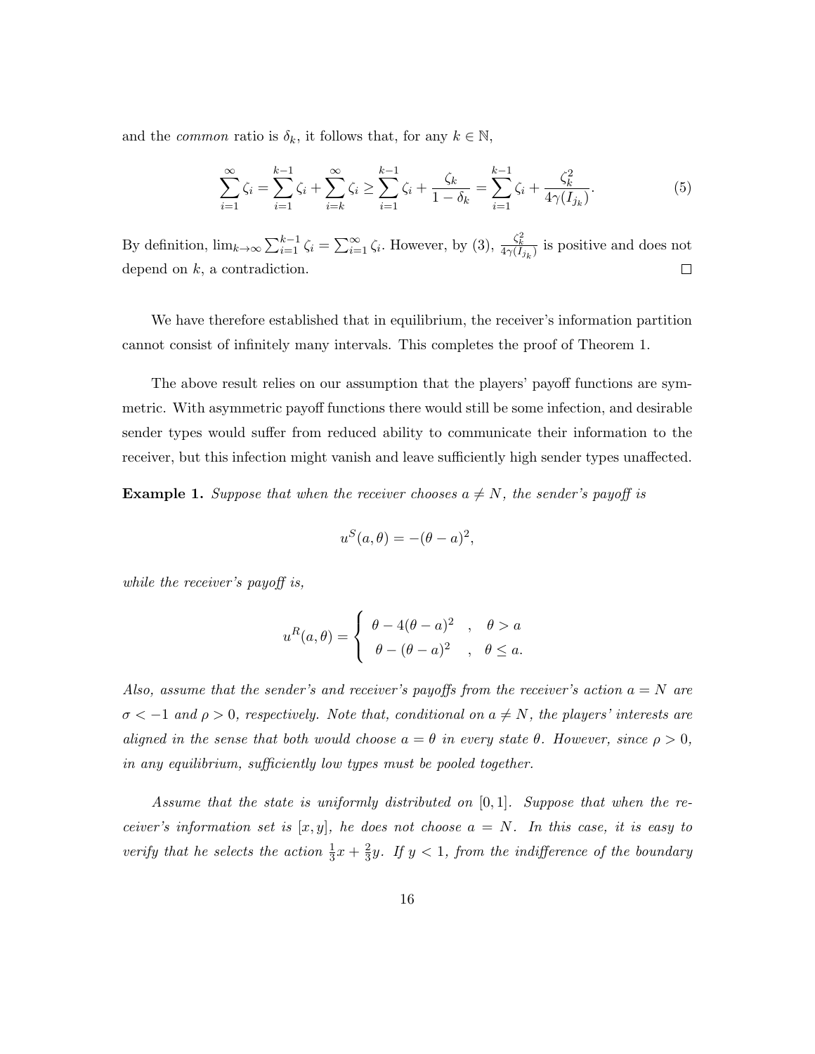and the *common* ratio is $\delta_k$, it follows that, for any $k \in \mathbb{N}$,

$$\sum_{i=1}^{\infty} \zeta_i = \sum_{i=1}^{k-1} \zeta_i + \sum_{i=k}^{\infty} \zeta_i \geq \sum_{i=1}^{k-1} \zeta_i + \frac{\zeta_k}{1-\delta_k} = \sum_{i=1}^{k-1} \zeta_i + \frac{\zeta_k^2}{4\gamma(I_{j_k})}. \tag{5}$$

By definition, $\lim_{k\to\infty} \sum_{i=1}^{k-1} \zeta_i = \sum_{i=1}^{\infty} \zeta_i$. However, by (3), $\frac{\zeta_k^2}{4\gamma(I_{j_k})}$ is positive and does not depend on $k$, a contradiction. $\square$

We have therefore established that in equilibrium, the receiver's information partition cannot consist of infinitely many intervals. This completes the proof of Theorem 1.

The above result relies on our assumption that the players' payoff functions are symmetric. With asymmetric payoff functions there would still be some infection, and desirable sender types would suffer from reduced ability to communicate their information to the receiver, but this infection might vanish and leave sufficiently high sender types unaffected.

**Example 1.** *Suppose that when the receiver chooses $a \neq N$, the sender's payoff is*

$$u^S(a, \theta) = -(\theta - a)^2,$$

*while the receiver's payoff is,*

$$u^R(a, \theta) = \begin{cases} \theta - 4(\theta - a)^2 & , \quad \theta > a \\ \theta - (\theta - a)^2 & , \quad \theta \leq a. \end{cases}$$

*Also, assume that the sender's and receiver's payoffs from the receiver's action $a = N$ are $\sigma < -1$ and $\rho > 0$, respectively. Note that, conditional on $a \neq N$, the players' interests are aligned in the sense that both would choose $a = \theta$ in every state $\theta$. However, since $\rho > 0$, in any equilibrium, sufficiently low types must be pooled together.*

*Assume that the state is uniformly distributed on $[0, 1]$. Suppose that when the receiver's information set is $[x, y]$, he does not choose $a = N$. In this case, it is easy to verify that he selects the action $\frac{1}{3}x + \frac{2}{3}y$. If $y < 1$, from the indifference of the boundary*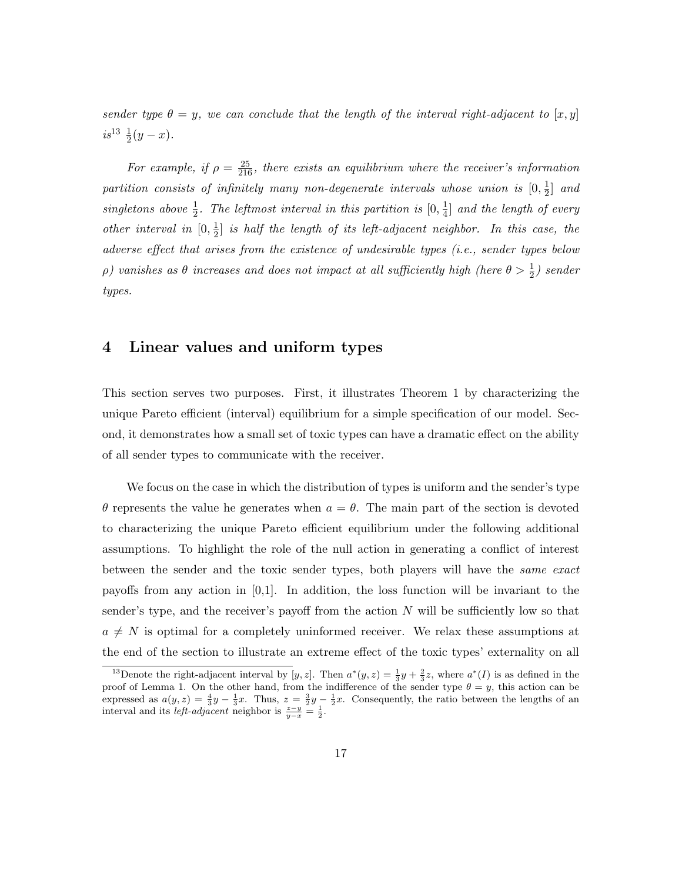*sender type $\theta = y$, we can conclude that the length of the interval right-adjacent to $[x, y]$ is*[13] $\frac{1}{2}(y - x)$.

*For example, if $\rho = \frac{25}{216}$, there exists an equilibrium where the receiver's information partition consists of infinitely many non-degenerate intervals whose union is $[0, \frac{1}{2}]$ and singletons above $\frac{1}{2}$. The leftmost interval in this partition is $[0, \frac{1}{4}]$ and the length of every other interval in $[0, \frac{1}{2}]$ is half the length of its left-adjacent neighbor. In this case, the adverse effect that arises from the existence of undesirable types (i.e., sender types below $\rho$) vanishes as $\theta$ increases and does not impact at all sufficiently high (here $\theta > \frac{1}{2}$) sender types.*

## 4 Linear values and uniform types

This section serves two purposes. First, it illustrates Theorem 1 by characterizing the unique Pareto efficient (interval) equilibrium for a simple specification of our model. Second, it demonstrates how a small set of toxic types can have a dramatic effect on the ability of all sender types to communicate with the receiver.

We focus on the case in which the distribution of types is uniform and the sender's type $\theta$ represents the value he generates when $a = \theta$. The main part of the section is devoted to characterizing the unique Pareto efficient equilibrium under the following additional assumptions. To highlight the role of the null action in generating a conflict of interest between the sender and the toxic sender types, both players will have the *same exact* payoffs from any action in [0,1]. In addition, the loss function will be invariant to the sender's type, and the receiver's payoff from the action $N$ will be sufficiently low so that $a \neq N$ is optimal for a completely uninformed receiver. We relax these assumptions at the end of the section to illustrate an extreme effect of the toxic types' externality on all

[13] Denote the right-adjacent interval by $[y, z]$. Then $a^*(y, z) = \frac{1}{3}y + \frac{2}{3}z$, where $a^*(I)$ is as defined in the proof of Lemma 1. On the other hand, from the indifference of the sender type $\theta = y$, this action can be expressed as $a(y, z) = \frac{4}{3}y - \frac{1}{3}x$. Thus, $z = \frac{3}{2}y - \frac{1}{2}x$. Consequently, the ratio between the lengths of an interval and its *left-adjacent* neighbor is $\frac{z-y}{y-x} = \frac{1}{2}$.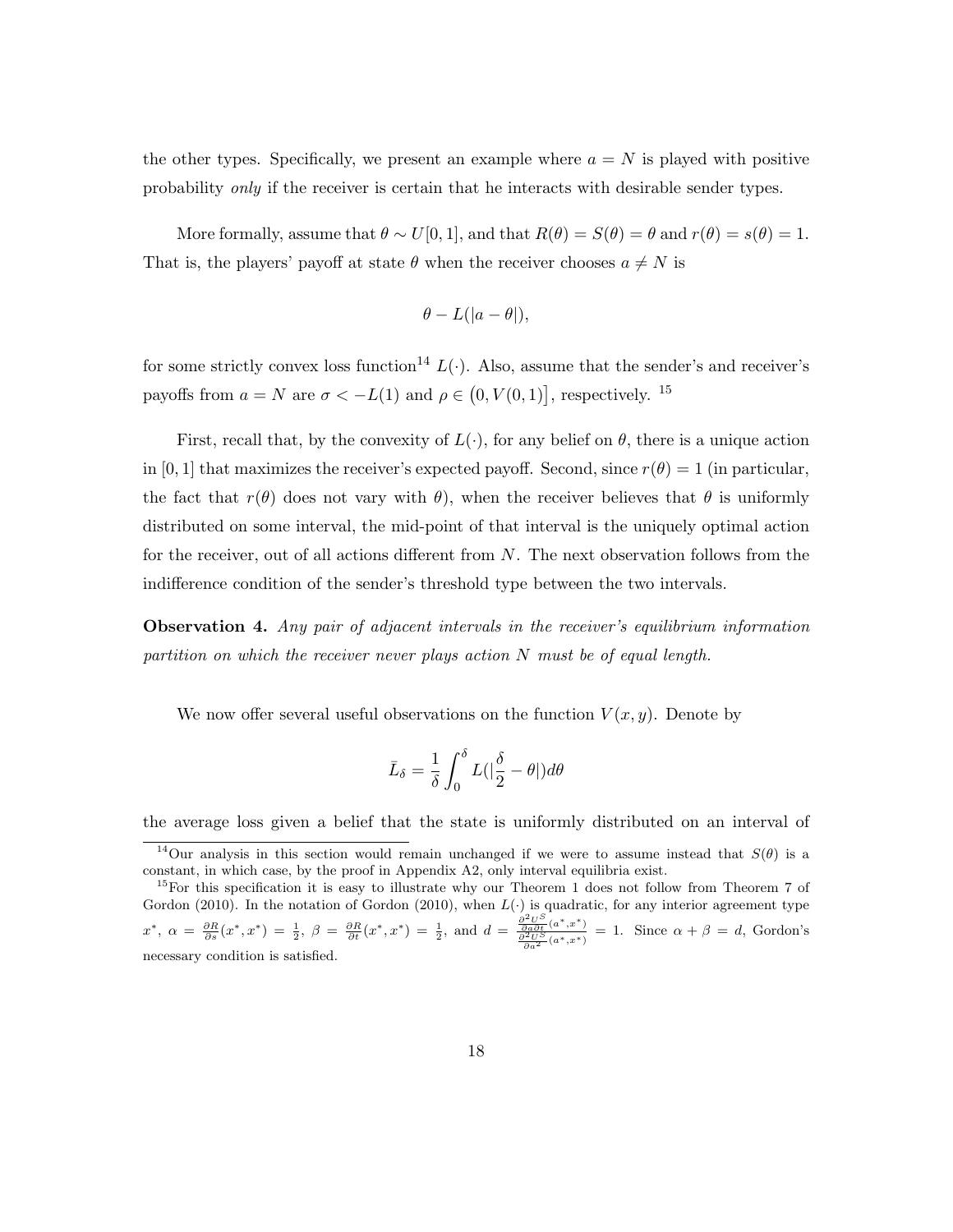the other types. Specifically, we present an example where $a = N$ is played with positive probability *only* if the receiver is certain that he interacts with desirable sender types.

More formally, assume that $\theta \sim U[0,1]$, and that $R(\theta) = S(\theta) = \theta$ and $r(\theta) = s(\theta) = 1$. That is, the players' payoff at state $\theta$ when the receiver chooses $a \neq N$ is

$$\theta - L(|a - \theta|),$$

for some strictly convex loss function[14] $L(\cdot)$. Also, assume that the sender's and receiver's payoffs from $a = N$ are $\sigma < -L(1)$ and $\rho \in \left(0, V(0,1)\right]$, respectively. [15]

First, recall that, by the convexity of $L(\cdot)$, for any belief on $\theta$, there is a unique action in $[0,1]$ that maximizes the receiver's expected payoff. Second, since $r(\theta) = 1$ (in particular, the fact that $r(\theta)$ does not vary with $\theta$), when the receiver believes that $\theta$ is uniformly distributed on some interval, the mid-point of that interval is the uniquely optimal action for the receiver, out of all actions different from $N$. The next observation follows from the indifference condition of the sender's threshold type between the two intervals.

**Observation 4.** *Any pair of adjacent intervals in the receiver's equilibrium information partition on which the receiver never plays action $N$ must be of equal length.*

We now offer several useful observations on the function $V(x,y)$. Denote by

$$\bar{L}_\delta = \frac{1}{\delta}\int_0^\delta L\left(\left|\frac{\delta}{2} - \theta\right|\right)d\theta$$

the average loss given a belief that the state is uniformly distributed on an interval of

---

[14] Our analysis in this section would remain unchanged if we were to assume instead that $S(\theta)$ is a constant, in which case, by the proof in Appendix A2, only interval equilibria exist.

[15] For this specification it is easy to illustrate why our Theorem 1 does not follow from Theorem 7 of Gordon (2010). In the notation of Gordon (2010), when $L(\cdot)$ is quadratic, for any interior agreement type $x^*$, $\alpha = \frac{\partial R}{\partial s}(x^*, x^*) = \frac{1}{2}$, $\beta = \frac{\partial R}{\partial t}(x^*, x^*) = \frac{1}{2}$, and $d = \frac{\frac{\partial^2 U^S}{\partial a \partial t}(a^*, x^*)}{\frac{\partial^2 U^S}{\partial a^2}(a^*, x^*)} = 1$. Since $\alpha + \beta = d$, Gordon's necessary condition is satisfied.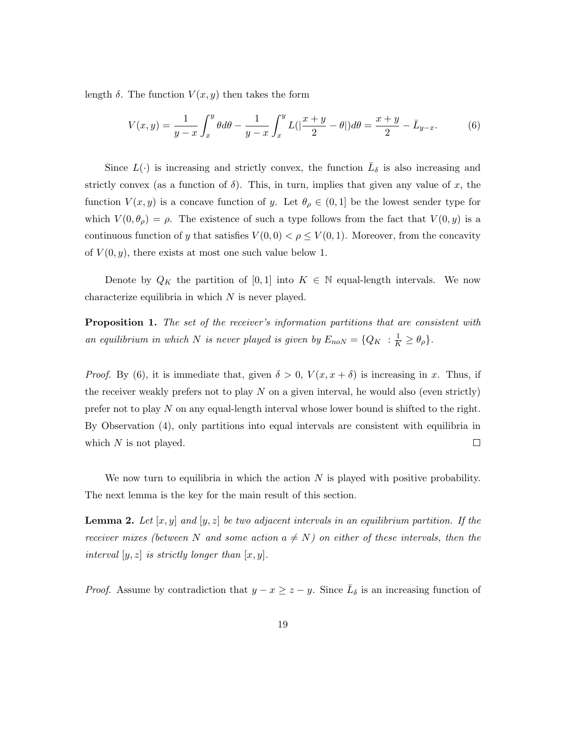length $\delta$. The function $V(x,y)$ then takes the form

$$V(x,y) = \frac{1}{y-x}\int_x^y \theta d\theta - \frac{1}{y-x}\int_x^y L(|\frac{x+y}{2} - \theta|)d\theta = \frac{x+y}{2} - \bar{L}_{y-x}. \tag{6}$$

Since $L(\cdot)$ is increasing and strictly convex, the function $\bar{L}_\delta$ is also increasing and strictly convex (as a function of $\delta$). This, in turn, implies that given any value of $x$, the function $V(x,y)$ is a concave function of $y$. Let $\theta_\rho \in (0,1]$ be the lowest sender type for which $V(0,\theta_\rho) = \rho$. The existence of such a type follows from the fact that $V(0,y)$ is a continuous function of $y$ that satisfies $V(0,0) < \rho \leq V(0,1)$. Moreover, from the concavity of $V(0,y)$, there exists at most one such value below 1.

Denote by $Q_K$ the partition of $[0,1]$ into $K \in \mathbb{N}$ equal-length intervals. We now characterize equilibria in which $N$ is never played.

**Proposition 1.** *The set of the receiver's information partitions that are consistent with an equilibrium in which $N$ is never played is given by $E_{noN} = \{Q_K \ : \frac{1}{K} \geq \theta_\rho\}$.*

*Proof.* By (6), it is immediate that, given $\delta > 0$, $V(x, x+\delta)$ is increasing in $x$. Thus, if the receiver weakly prefers not to play $N$ on a given interval, he would also (even strictly) prefer not to play $N$ on any equal-length interval whose lower bound is shifted to the right. By Observation (4), only partitions into equal intervals are consistent with equilibria in which $N$ is not played. $\square$

We now turn to equilibria in which the action $N$ is played with positive probability. The next lemma is the key for the main result of this section.

**Lemma 2.** *Let $[x,y]$ and $[y,z]$ be two adjacent intervals in an equilibrium partition. If the receiver mixes (between $N$ and some action $a \neq N$) on either of these intervals, then the interval $[y,z]$ is strictly longer than $[x,y]$.*

*Proof.* Assume by contradiction that $y - x \geq z - y$. Since $\bar{L}_\delta$ is an increasing function of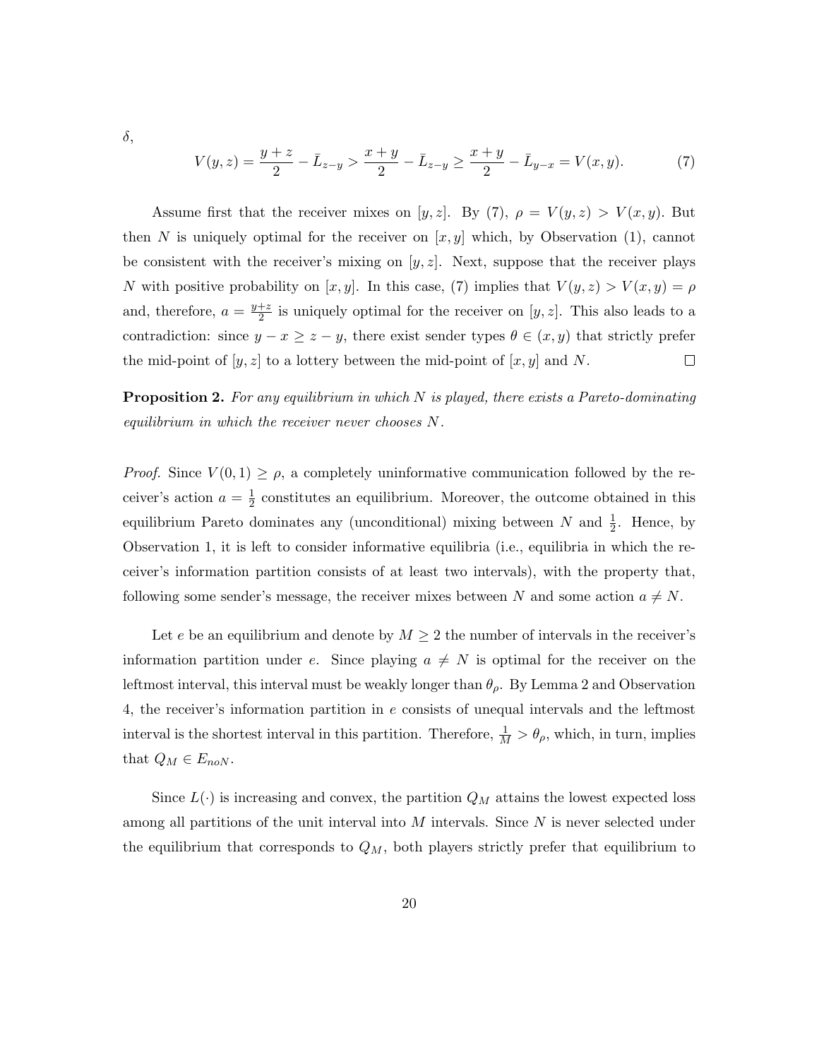$\delta$,

$$V(y,z) = \frac{y+z}{2} - \bar{L}_{z-y} > \frac{x+y}{2} - \bar{L}_{z-y} \geq \frac{x+y}{2} - \bar{L}_{y-x} = V(x,y). \tag{7}$$

Assume first that the receiver mixes on $[y,z]$. By (7), $\rho = V(y,z) > V(x,y)$. But then $N$ is uniquely optimal for the receiver on $[x,y]$ which, by Observation (1), cannot be consistent with the receiver's mixing on $[y,z]$. Next, suppose that the receiver plays $N$ with positive probability on $[x,y]$. In this case, (7) implies that $V(y,z) > V(x,y) = \rho$ and, therefore, $a = \frac{y+z}{2}$ is uniquely optimal for the receiver on $[y,z]$. This also leads to a contradiction: since $y - x \geq z - y$, there exist sender types $\theta \in (x,y)$ that strictly prefer the mid-point of $[y,z]$ to a lottery between the mid-point of $[x,y]$ and $N$. $\square$

**Proposition 2.** *For any equilibrium in which $N$ is played, there exists a Pareto-dominating equilibrium in which the receiver never chooses $N$.*

*Proof.* Since $V(0,1) \geq \rho$, a completely uninformative communication followed by the receiver's action $a = \frac{1}{2}$ constitutes an equilibrium. Moreover, the outcome obtained in this equilibrium Pareto dominates any (unconditional) mixing between $N$ and $\frac{1}{2}$. Hence, by Observation 1, it is left to consider informative equilibria (i.e., equilibria in which the receiver's information partition consists of at least two intervals), with the property that, following some sender's message, the receiver mixes between $N$ and some action $a \neq N$.

Let $e$ be an equilibrium and denote by $M \geq 2$ the number of intervals in the receiver's information partition under $e$. Since playing $a \neq N$ is optimal for the receiver on the leftmost interval, this interval must be weakly longer than $\theta_\rho$. By Lemma 2 and Observation 4, the receiver's information partition in $e$ consists of unequal intervals and the leftmost interval is the shortest interval in this partition. Therefore, $\frac{1}{M} > \theta_\rho$, which, in turn, implies that $Q_M \in E_{noN}$.

Since $L(\cdot)$ is increasing and convex, the partition $Q_M$ attains the lowest expected loss among all partitions of the unit interval into $M$ intervals. Since $N$ is never selected under the equilibrium that corresponds to $Q_M$, both players strictly prefer that equilibrium to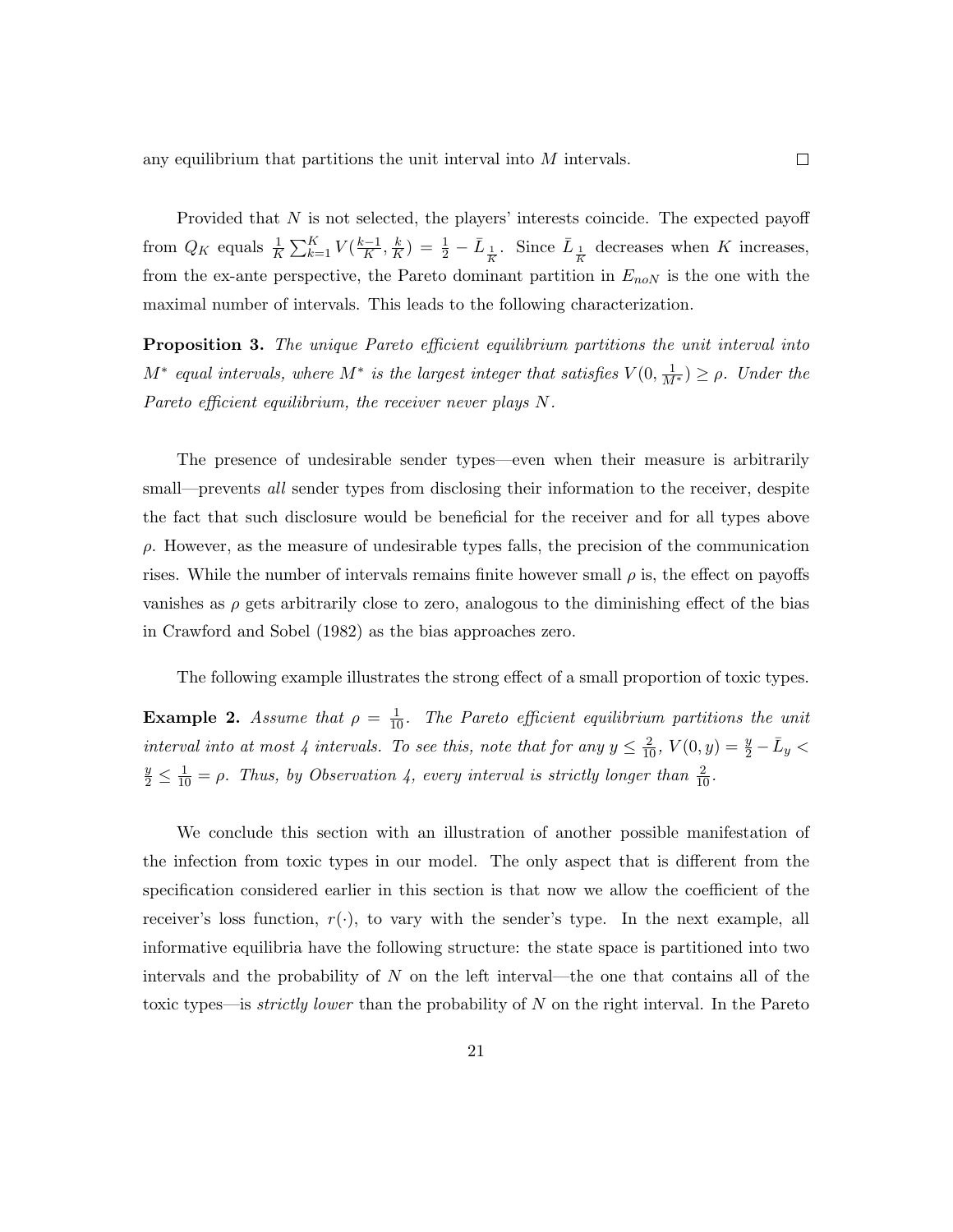any equilibrium that partitions the unit interval into $M$ intervals. $\square$

Provided that $N$ is not selected, the players' interests coincide. The expected payoff from $Q_K$ equals $\frac{1}{K}\sum_{k=1}^{K} V(\frac{k-1}{K}, \frac{k}{K}) = \frac{1}{2} - \bar{L}_{\frac{1}{K}}$. Since $\bar{L}_{\frac{1}{K}}$ decreases when $K$ increases, from the ex-ante perspective, the Pareto dominant partition in $E_{noN}$ is the one with the maximal number of intervals. This leads to the following characterization.

**Proposition 3.** *The unique Pareto efficient equilibrium partitions the unit interval into $M^*$ equal intervals, where $M^*$ is the largest integer that satisfies $V(0, \frac{1}{M^*}) \geq \rho$. Under the Pareto efficient equilibrium, the receiver never plays $N$.*

The presence of undesirable sender types—even when their measure is arbitrarily small—prevents *all* sender types from disclosing their information to the receiver, despite the fact that such disclosure would be beneficial for the receiver and for all types above $\rho$. However, as the measure of undesirable types falls, the precision of the communication rises. While the number of intervals remains finite however small $\rho$ is, the effect on payoffs vanishes as $\rho$ gets arbitrarily close to zero, analogous to the diminishing effect of the bias in Crawford and Sobel (1982) as the bias approaches zero.

The following example illustrates the strong effect of a small proportion of toxic types.

**Example 2.** *Assume that $\rho = \frac{1}{10}$. The Pareto efficient equilibrium partitions the unit interval into at most 4 intervals. To see this, note that for any $y \leq \frac{2}{10}$, $V(0, y) = \frac{y}{2} - \bar{L}_y < \frac{y}{2} \leq \frac{1}{10} = \rho$. Thus, by Observation 4, every interval is strictly longer than $\frac{2}{10}$.*

We conclude this section with an illustration of another possible manifestation of the infection from toxic types in our model. The only aspect that is different from the specification considered earlier in this section is that now we allow the coefficient of the receiver's loss function, $r(\cdot)$, to vary with the sender's type. In the next example, all informative equilibria have the following structure: the state space is partitioned into two intervals and the probability of $N$ on the left interval—the one that contains all of the toxic types—is *strictly lower* than the probability of $N$ on the right interval. In the Pareto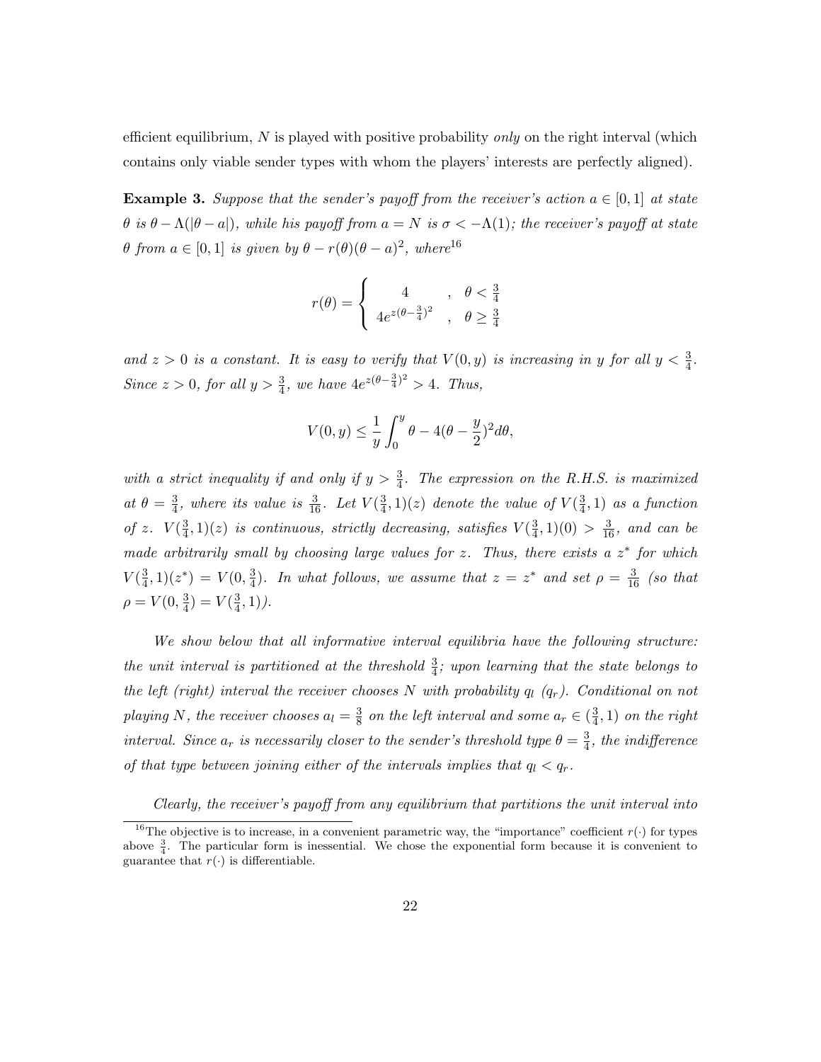efficient equilibrium, $N$ is played with positive probability *only* on the right interval (which contains only viable sender types with whom the players' interests are perfectly aligned).

**Example 3.** *Suppose that the sender's payoff from the receiver's action $a \in [0,1]$ at state $\theta$ is $\theta - \Lambda(|\theta - a|)$, while his payoff from $a = N$ is $\sigma < -\Lambda(1)$; the receiver's payoff at state $\theta$ from $a \in [0,1]$ is given by $\theta - r(\theta)(\theta - a)^2$, where*[16]

$$r(\theta) = \begin{cases} 4 & , \quad \theta < \frac{3}{4} \\ 4e^{z(\theta - \frac{3}{4})^2} & , \quad \theta \geq \frac{3}{4} \end{cases}$$

*and $z > 0$ is a constant. It is easy to verify that $V(0, y)$ is increasing in $y$ for all $y < \frac{3}{4}$. Since $z > 0$, for all $y > \frac{3}{4}$, we have $4e^{z(\theta - \frac{3}{4})^2} > 4$. Thus,*

$$V(0, y) \leq \frac{1}{y} \int_0^y \theta - 4(\theta - \frac{y}{2})^2 d\theta,$$

*with a strict inequality if and only if $y > \frac{3}{4}$. The expression on the R.H.S. is maximized at $\theta = \frac{3}{4}$, where its value is $\frac{3}{16}$. Let $V(\frac{3}{4}, 1)(z)$ denote the value of $V(\frac{3}{4}, 1)$ as a function of $z$. $V(\frac{3}{4}, 1)(z)$ is continuous, strictly decreasing, satisfies $V(\frac{3}{4}, 1)(0) > \frac{3}{16}$, and can be made arbitrarily small by choosing large values for $z$. Thus, there exists a $z^*$ for which $V(\frac{3}{4}, 1)(z^*) = V(0, \frac{3}{4})$. In what follows, we assume that $z = z^*$ and set $\rho = \frac{3}{16}$ (so that $\rho = V(0, \frac{3}{4}) = V(\frac{3}{4}, 1)$).*

*We show below that all informative interval equilibria have the following structure: the unit interval is partitioned at the threshold $\frac{3}{4}$; upon learning that the state belongs to the left (right) interval the receiver chooses $N$ with probability $q_l$ ($q_r$). Conditional on not playing $N$, the receiver chooses $a_l = \frac{3}{8}$ on the left interval and some $a_r \in (\frac{3}{4}, 1)$ on the right interval. Since $a_r$ is necessarily closer to the sender's threshold type $\theta = \frac{3}{4}$, the indifference of that type between joining either of the intervals implies that $q_l < q_r$.*

*Clearly, the receiver's payoff from any equilibrium that partitions the unit interval into*

[16] The objective is to increase, in a convenient parametric way, the "importance" coefficient $r(\cdot)$ for types above $\frac{3}{4}$. The particular form is inessential. We chose the exponential form because it is convenient to guarantee that $r(\cdot)$ is differentiable.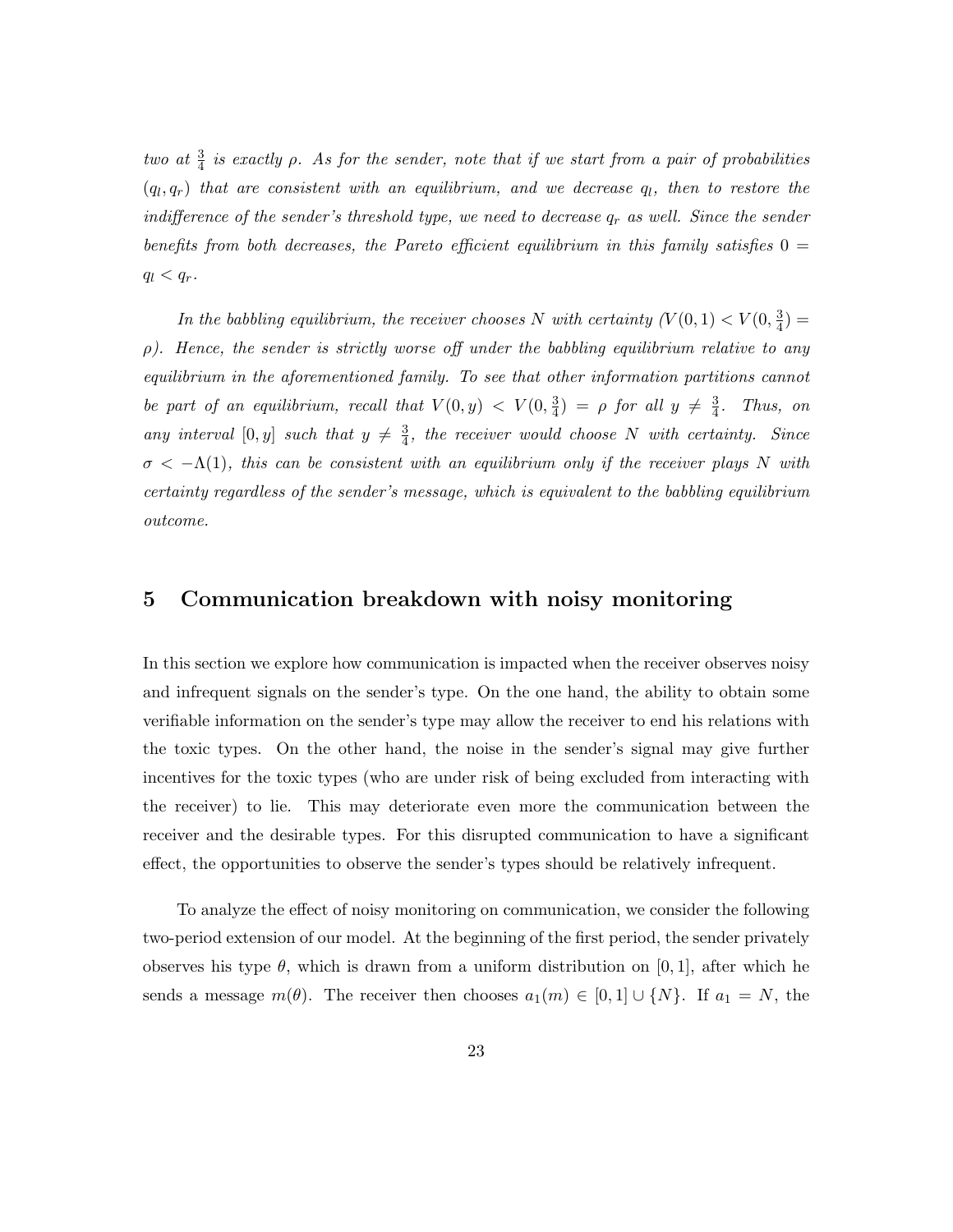*two at $\frac{3}{4}$ is exactly $\rho$. As for the sender, note that if we start from a pair of probabilities $(q_l, q_r)$ that are consistent with an equilibrium, and we decrease $q_l$, then to restore the indifference of the sender's threshold type, we need to decrease $q_r$ as well. Since the sender benefits from both decreases, the Pareto efficient equilibrium in this family satisfies $0 = q_l < q_r$.*

*In the babbling equilibrium, the receiver chooses $N$ with certainty ($V(0,1) < V(0, \frac{3}{4}) = \rho$). Hence, the sender is strictly worse off under the babbling equilibrium relative to any equilibrium in the aforementioned family. To see that other information partitions cannot be part of an equilibrium, recall that $V(0, y) < V(0, \frac{3}{4}) = \rho$ for all $y \neq \frac{3}{4}$. Thus, on any interval $[0, y]$ such that $y \neq \frac{3}{4}$, the receiver would choose $N$ with certainty. Since $\sigma < -\Lambda(1)$, this can be consistent with an equilibrium only if the receiver plays $N$ with certainty regardless of the sender's message, which is equivalent to the babbling equilibrium outcome.*

## 5 Communication breakdown with noisy monitoring

In this section we explore how communication is impacted when the receiver observes noisy and infrequent signals on the sender's type. On the one hand, the ability to obtain some verifiable information on the sender's type may allow the receiver to end his relations with the toxic types. On the other hand, the noise in the sender's signal may give further incentives for the toxic types (who are under risk of being excluded from interacting with the receiver) to lie. This may deteriorate even more the communication between the receiver and the desirable types. For this disrupted communication to have a significant effect, the opportunities to observe the sender's types should be relatively infrequent.

To analyze the effect of noisy monitoring on communication, we consider the following two-period extension of our model. At the beginning of the first period, the sender privately observes his type $\theta$, which is drawn from a uniform distribution on $[0, 1]$, after which he sends a message $m(\theta)$. The receiver then chooses $a_1(m) \in [0, 1] \cup \{N\}$. If $a_1 = N$, the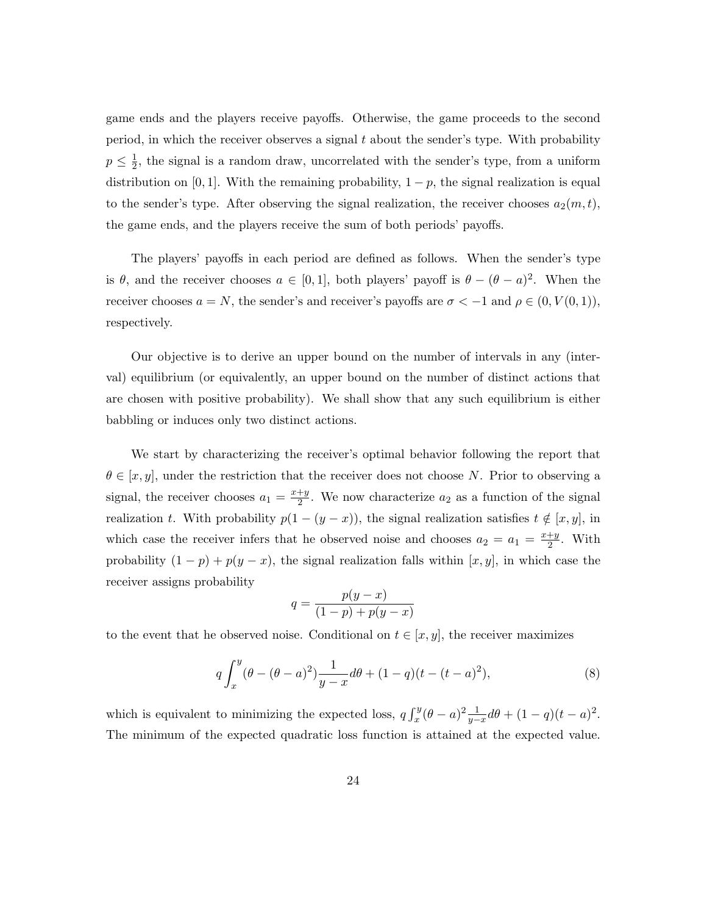game ends and the players receive payoffs. Otherwise, the game proceeds to the second period, in which the receiver observes a signal $t$ about the sender's type. With probability $p \leq \frac{1}{2}$, the signal is a random draw, uncorrelated with the sender's type, from a uniform distribution on $[0, 1]$. With the remaining probability, $1 - p$, the signal realization is equal to the sender's type. After observing the signal realization, the receiver chooses $a_2(m, t)$, the game ends, and the players receive the sum of both periods' payoffs.

The players' payoffs in each period are defined as follows. When the sender's type is $\theta$, and the receiver chooses $a \in [0, 1]$, both players' payoff is $\theta - (\theta - a)^2$. When the receiver chooses $a = N$, the sender's and receiver's payoffs are $\sigma < -1$ and $\rho \in (0, V(0, 1))$, respectively.

Our objective is to derive an upper bound on the number of intervals in any (interval) equilibrium (or equivalently, an upper bound on the number of distinct actions that are chosen with positive probability). We shall show that any such equilibrium is either babbling or induces only two distinct actions.

We start by characterizing the receiver's optimal behavior following the report that $\theta \in [x, y]$, under the restriction that the receiver does not choose $N$. Prior to observing a signal, the receiver chooses $a_1 = \frac{x+y}{2}$. We now characterize $a_2$ as a function of the signal realization $t$. With probability $p(1 - (y - x))$, the signal realization satisfies $t \notin [x, y]$, in which case the receiver infers that he observed noise and chooses $a_2 = a_1 = \frac{x+y}{2}$. With probability $(1 - p) + p(y - x)$, the signal realization falls within $[x, y]$, in which case the receiver assigns probability

$$q = \frac{p(y - x)}{(1 - p) + p(y - x)}$$

to the event that he observed noise. Conditional on $t \in [x, y]$, the receiver maximizes

$$q \int_x^y (\theta - (\theta - a)^2) \frac{1}{y - x} d\theta + (1 - q)(t - (t - a)^2), \tag{8}$$

which is equivalent to minimizing the expected loss, $q \int_x^y (\theta - a)^2 \frac{1}{y-x} d\theta + (1 - q)(t - a)^2$. The minimum of the expected quadratic loss function is attained at the expected value.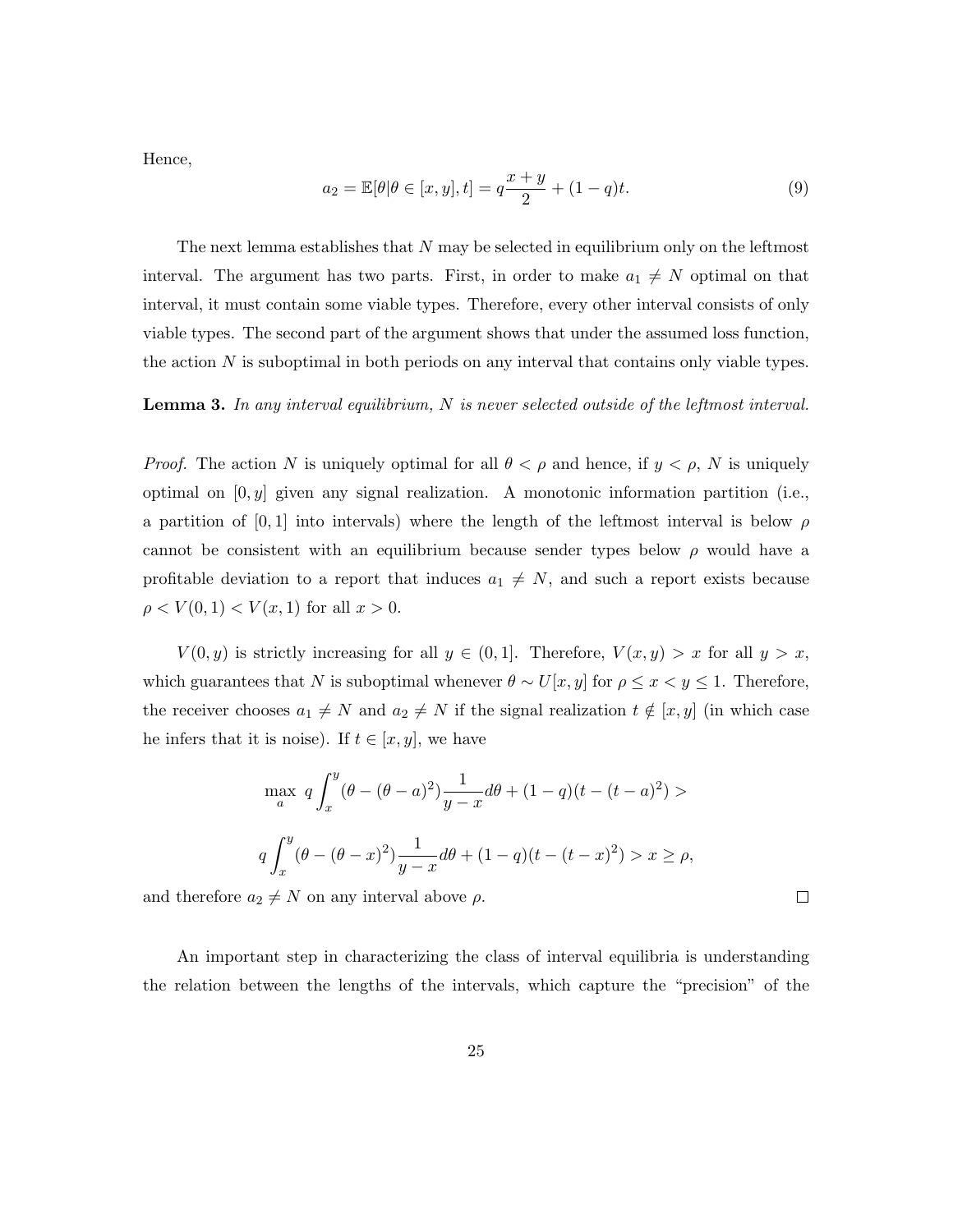Hence,

$$a_2 = \mathbb{E}[\theta|\theta \in [x, y], t] = q\frac{x+y}{2} + (1-q)t. \tag{9}$$

The next lemma establishes that $N$ may be selected in equilibrium only on the leftmost interval. The argument has two parts. First, in order to make $a_1 \neq N$ optimal on that interval, it must contain some viable types. Therefore, every other interval consists of only viable types. The second part of the argument shows that under the assumed loss function, the action $N$ is suboptimal in both periods on any interval that contains only viable types.

**Lemma 3.** *In any interval equilibrium, $N$ is never selected outside of the leftmost interval.*

*Proof.* The action $N$ is uniquely optimal for all $\theta < \rho$ and hence, if $y < \rho$, $N$ is uniquely optimal on $[0, y]$ given any signal realization. A monotonic information partition (i.e., a partition of $[0, 1]$ into intervals) where the length of the leftmost interval is below $\rho$ cannot be consistent with an equilibrium because sender types below $\rho$ would have a profitable deviation to a report that induces $a_1 \neq N$, and such a report exists because $\rho < V(0, 1) < V(x, 1)$ for all $x > 0$.

$V(0, y)$ is strictly increasing for all $y \in (0, 1]$. Therefore, $V(x, y) > x$ for all $y > x$, which guarantees that $N$ is suboptimal whenever $\theta \sim U[x, y]$ for $\rho \leq x < y \leq 1$. Therefore, the receiver chooses $a_1 \neq N$ and $a_2 \neq N$ if the signal realization $t \notin [x, y]$ (in which case he infers that it is noise). If $t \in [x, y]$, we have

$$\max_a \; q\int_x^y (\theta - (\theta - a)^2)\frac{1}{y-x}d\theta + (1-q)(t - (t-a)^2) >$$

$$q\int_x^y (\theta - (\theta - x)^2)\frac{1}{y-x}d\theta + (1-q)(t - (t-x)^2) > x \geq \rho,$$

and therefore $a_2 \neq N$ on any interval above $\rho$. □

An important step in characterizing the class of interval equilibria is understanding the relation between the lengths of the intervals, which capture the "precision" of the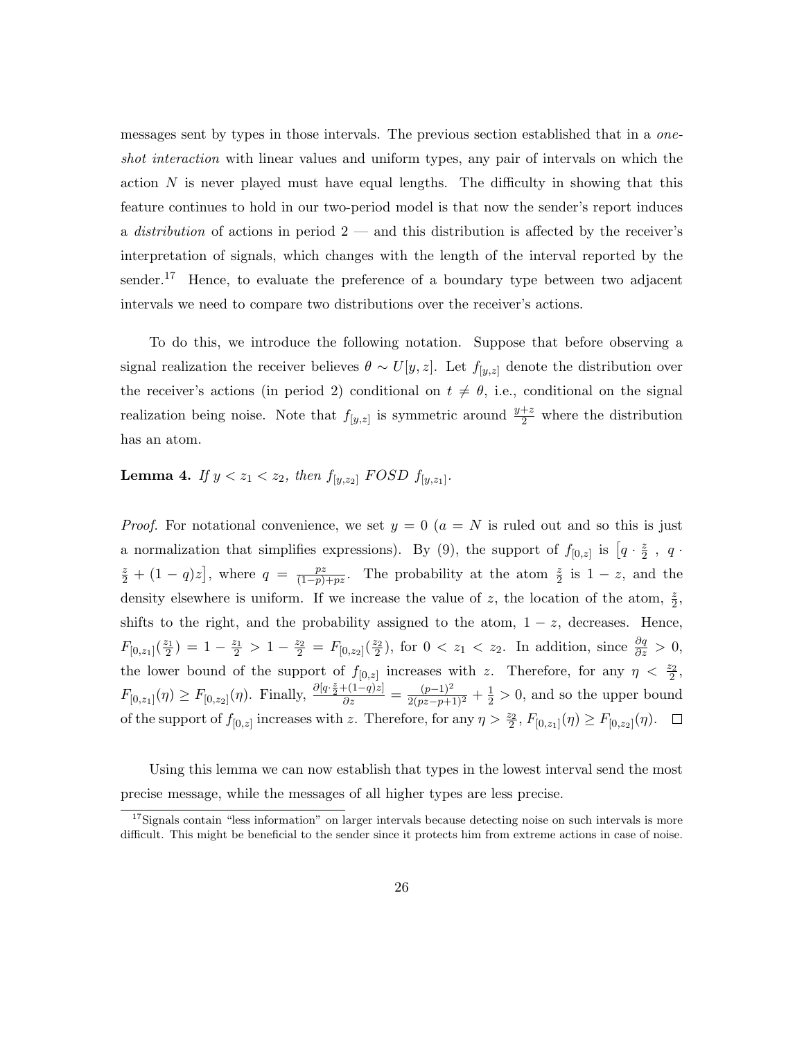messages sent by types in those intervals. The previous section established that in a *one-shot interaction* with linear values and uniform types, any pair of intervals on which the action $N$ is never played must have equal lengths. The difficulty in showing that this feature continues to hold in our two-period model is that now the sender's report induces a *distribution* of actions in period 2 — and this distribution is affected by the receiver's interpretation of signals, which changes with the length of the interval reported by the sender.[17] Hence, to evaluate the preference of a boundary type between two adjacent intervals we need to compare two distributions over the receiver's actions.

To do this, we introduce the following notation. Suppose that before observing a signal realization the receiver believes $\theta \sim U[y, z]$. Let $f_{[y,z]}$ denote the distribution over the receiver's actions (in period 2) conditional on $t \neq \theta$, i.e., conditional on the signal realization being noise. Note that $f_{[y,z]}$ is symmetric around $\frac{y+z}{2}$ where the distribution has an atom.

**Lemma 4.** *If $y < z_1 < z_2$, then $f_{[y,z_2]}$ FOSD $f_{[y,z_1]}$.*

*Proof.* For notational convenience, we set $y = 0$ ($a = N$ is ruled out and so this is just a normalization that simplifies expressions). By (9), the support of $f_{[0,z]}$ is $\left[q \cdot \frac{z}{2}\ ,\ q \cdot \frac{z}{2} + (1-q)z\right]$, where $q = \frac{pz}{(1-p)+pz}$. The probability at the atom $\frac{z}{2}$ is $1 - z$, and the density elsewhere is uniform. If we increase the value of $z$, the location of the atom, $\frac{z}{2}$, shifts to the right, and the probability assigned to the atom, $1 - z$, decreases. Hence, $F_{[0,z_1]}(\frac{z_1}{2}) = 1 - \frac{z_1}{2} > 1 - \frac{z_2}{2} = F_{[0,z_2]}(\frac{z_2}{2})$, for $0 < z_1 < z_2$. In addition, since $\frac{\partial q}{\partial z} > 0$, the lower bound of the support of $f_{[0,z]}$ increases with $z$. Therefore, for any $\eta < \frac{z_2}{2}$, $F_{[0,z_1]}(\eta) \geq F_{[0,z_2]}(\eta)$. Finally, $\frac{\partial[q \cdot \frac{z}{2} + (1-q)z]}{\partial z} = \frac{(p-1)^2}{2(pz-p+1)^2} + \frac{1}{2} > 0$, and so the upper bound of the support of $f_{[0,z]}$ increases with $z$. Therefore, for any $\eta > \frac{z_2}{2}$, $F_{[0,z_1]}(\eta) \geq F_{[0,z_2]}(\eta)$. $\square$

Using this lemma we can now establish that types in the lowest interval send the most precise message, while the messages of all higher types are less precise.

[17] Signals contain "less information" on larger intervals because detecting noise on such intervals is more difficult. This might be beneficial to the sender since it protects him from extreme actions in case of noise.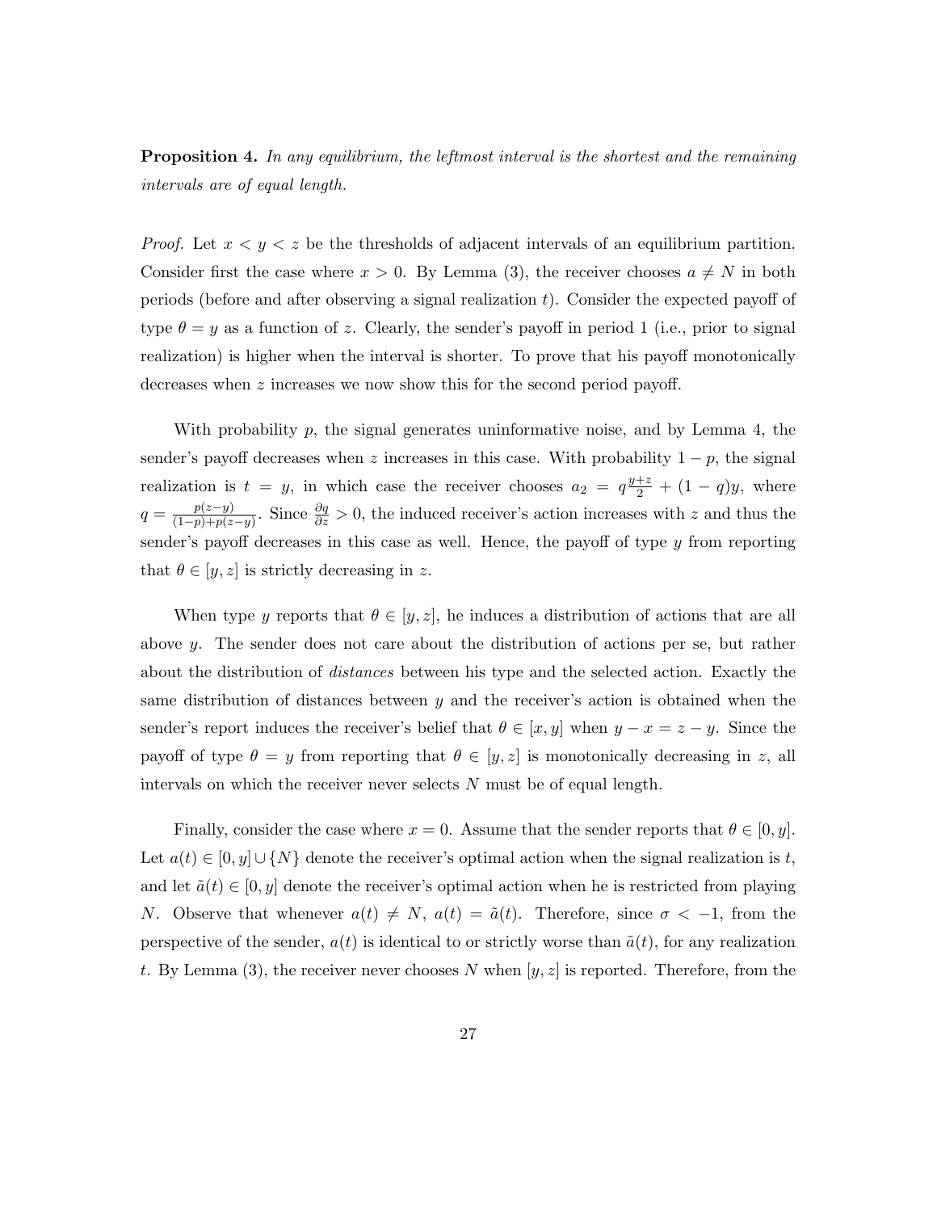**Proposition 4.** *In any equilibrium, the leftmost interval is the shortest and the remaining intervals are of equal length.*

*Proof.* Let $x < y < z$ be the thresholds of adjacent intervals of an equilibrium partition. Consider first the case where $x > 0$. By Lemma (3), the receiver chooses $a \neq N$ in both periods (before and after observing a signal realization $t$). Consider the expected payoff of type $\theta = y$ as a function of $z$. Clearly, the sender's payoff in period 1 (i.e., prior to signal realization) is higher when the interval is shorter. To prove that his payoff monotonically decreases when $z$ increases we now show this for the second period payoff.

With probability $p$, the signal generates uninformative noise, and by Lemma 4, the sender's payoff decreases when $z$ increases in this case. With probability $1 - p$, the signal realization is $t = y$, in which case the receiver chooses $a_2 = q\frac{y+z}{2} + (1 - q)y$, where $q = \frac{p(z-y)}{(1-p)+p(z-y)}$. Since $\frac{\partial q}{\partial z} > 0$, the induced receiver's action increases with $z$ and thus the sender's payoff decreases in this case as well. Hence, the payoff of type $y$ from reporting that $\theta \in [y, z]$ is strictly decreasing in $z$.

When type $y$ reports that $\theta \in [y, z]$, he induces a distribution of actions that are all above $y$. The sender does not care about the distribution of actions per se, but rather about the distribution of *distances* between his type and the selected action. Exactly the same distribution of distances between $y$ and the receiver's action is obtained when the sender's report induces the receiver's belief that $\theta \in [x, y]$ when $y - x = z - y$. Since the payoff of type $\theta = y$ from reporting that $\theta \in [y, z]$ is monotonically decreasing in $z$, all intervals on which the receiver never selects $N$ must be of equal length.

Finally, consider the case where $x = 0$. Assume that the sender reports that $\theta \in [0, y]$. Let $a(t) \in [0, y] \cup \{N\}$ denote the receiver's optimal action when the signal realization is $t$, and let $\tilde{a}(t) \in [0, y]$ denote the receiver's optimal action when he is restricted from playing $N$. Observe that whenever $a(t) \neq N$, $a(t) = \tilde{a}(t)$. Therefore, since $\sigma < -1$, from the perspective of the sender, $a(t)$ is identical to or strictly worse than $\tilde{a}(t)$, for any realization $t$. By Lemma (3), the receiver never chooses $N$ when $[y, z]$ is reported. Therefore, from the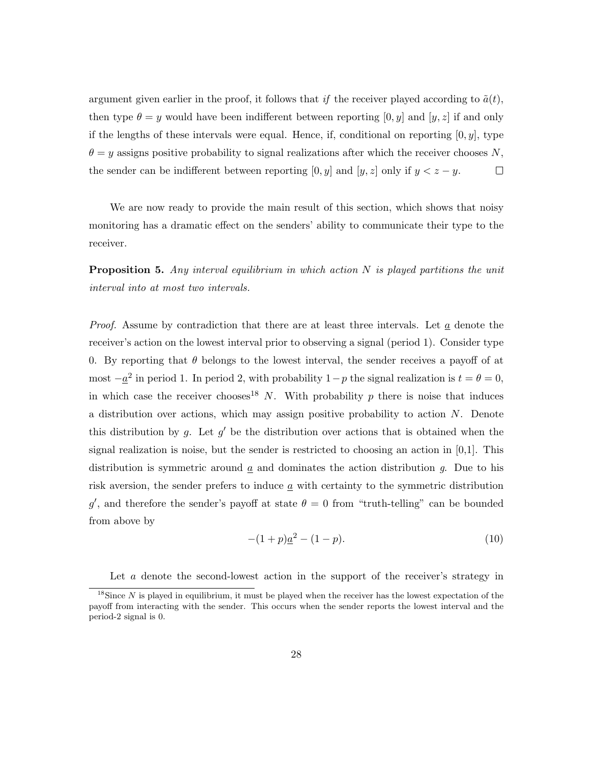argument given earlier in the proof, it follows that *if* the receiver played according to $\tilde{a}(t)$, then type $\theta = y$ would have been indifferent between reporting $[0, y]$ and $[y, z]$ if and only if the lengths of these intervals were equal. Hence, if, conditional on reporting $[0, y]$, type $\theta = y$ assigns positive probability to signal realizations after which the receiver chooses $N$, the sender can be indifferent between reporting $[0, y]$ and $[y, z]$ only if $y < z - y$. □

We are now ready to provide the main result of this section, which shows that noisy monitoring has a dramatic effect on the senders' ability to communicate their type to the receiver.

**Proposition 5.** *Any interval equilibrium in which action $N$ is played partitions the unit interval into at most two intervals.*

*Proof.* Assume by contradiction that there are at least three intervals. Let $\underline{a}$ denote the receiver's action on the lowest interval prior to observing a signal (period 1). Consider type 0. By reporting that $\theta$ belongs to the lowest interval, the sender receives a payoff of at most $-\underline{a}^2$ in period 1. In period 2, with probability $1-p$ the signal realization is $t = \theta = 0$, in which case the receiver chooses[18] $N$. With probability $p$ there is noise that induces a distribution over actions, which may assign positive probability to action $N$. Denote this distribution by $g$. Let $g'$ be the distribution over actions that is obtained when the signal realization is noise, but the sender is restricted to choosing an action in [0,1]. This distribution is symmetric around $\underline{a}$ and dominates the action distribution $g$. Due to his risk aversion, the sender prefers to induce $\underline{a}$ with certainty to the symmetric distribution $g'$, and therefore the sender's payoff at state $\theta = 0$ from "truth-telling" can be bounded from above by

$$-(1+p)\underline{a}^2 - (1-p). \tag{10}$$

Let $a$ denote the second-lowest action in the support of the receiver's strategy in

[18] Since $N$ is played in equilibrium, it must be played when the receiver has the lowest expectation of the payoff from interacting with the sender. This occurs when the sender reports the lowest interval and the period-2 signal is 0.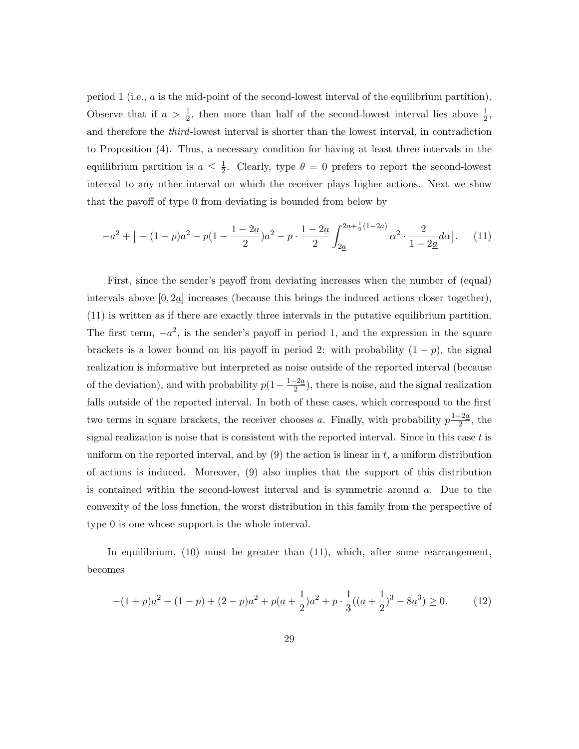period 1 (i.e., $a$ is the mid-point of the second-lowest interval of the equilibrium partition). Observe that if $a > \frac{1}{2}$, then more than half of the second-lowest interval lies above $\frac{1}{2}$, and therefore the *third*-lowest interval is shorter than the lowest interval, in contradiction to Proposition (4). Thus, a necessary condition for having at least three intervals in the equilibrium partition is $a \leq \frac{1}{2}$. Clearly, type $\theta = 0$ prefers to report the second-lowest interval to any other interval on which the receiver plays higher actions. Next we show that the payoff of type 0 from deviating is bounded from below by

$$-a^2 + \big[ -(1-p)a^2 - p(1 - \frac{1-2\underline{a}}{2})a^2 - p \cdot \frac{1-2\underline{a}}{2} \int_{2\underline{a}}^{2\underline{a}+\frac{1}{2}(1-2\underline{a})} \alpha^2 \cdot \frac{2}{1-2\underline{a}} d\alpha \big]. \qquad (11)$$

First, since the sender's payoff from deviating increases when the number of (equal) intervals above $[0, 2\underline{a}]$ increases (because this brings the induced actions closer together), (11) is written as if there are exactly three intervals in the putative equilibrium partition. The first term, $-a^2$, is the sender's payoff in period 1, and the expression in the square brackets is a lower bound on his payoff in period 2: with probability $(1-p)$, the signal realization is informative but interpreted as noise outside of the reported interval (because of the deviation), and with probability $p(1 - \frac{1-2\underline{a}}{2})$, there is noise, and the signal realization falls outside of the reported interval. In both of these cases, which correspond to the first two terms in square brackets, the receiver chooses $a$. Finally, with probability $p\frac{1-2\underline{a}}{2}$, the signal realization is noise that is consistent with the reported interval. Since in this case $t$ is uniform on the reported interval, and by (9) the action is linear in $t$, a uniform distribution of actions is induced. Moreover, (9) also implies that the support of this distribution is contained within the second-lowest interval and is symmetric around $a$. Due to the convexity of the loss function, the worst distribution in this family from the perspective of type 0 is one whose support is the whole interval.

In equilibrium, (10) must be greater than (11), which, after some rearrangement, becomes

$$-(1+p)\underline{a}^2 - (1-p) + (2-p)a^2 + p(\underline{a} + \frac{1}{2})a^2 + p \cdot \frac{1}{3}((\underline{a} + \frac{1}{2})^3 - 8\underline{a}^3) \geq 0. \qquad (12)$$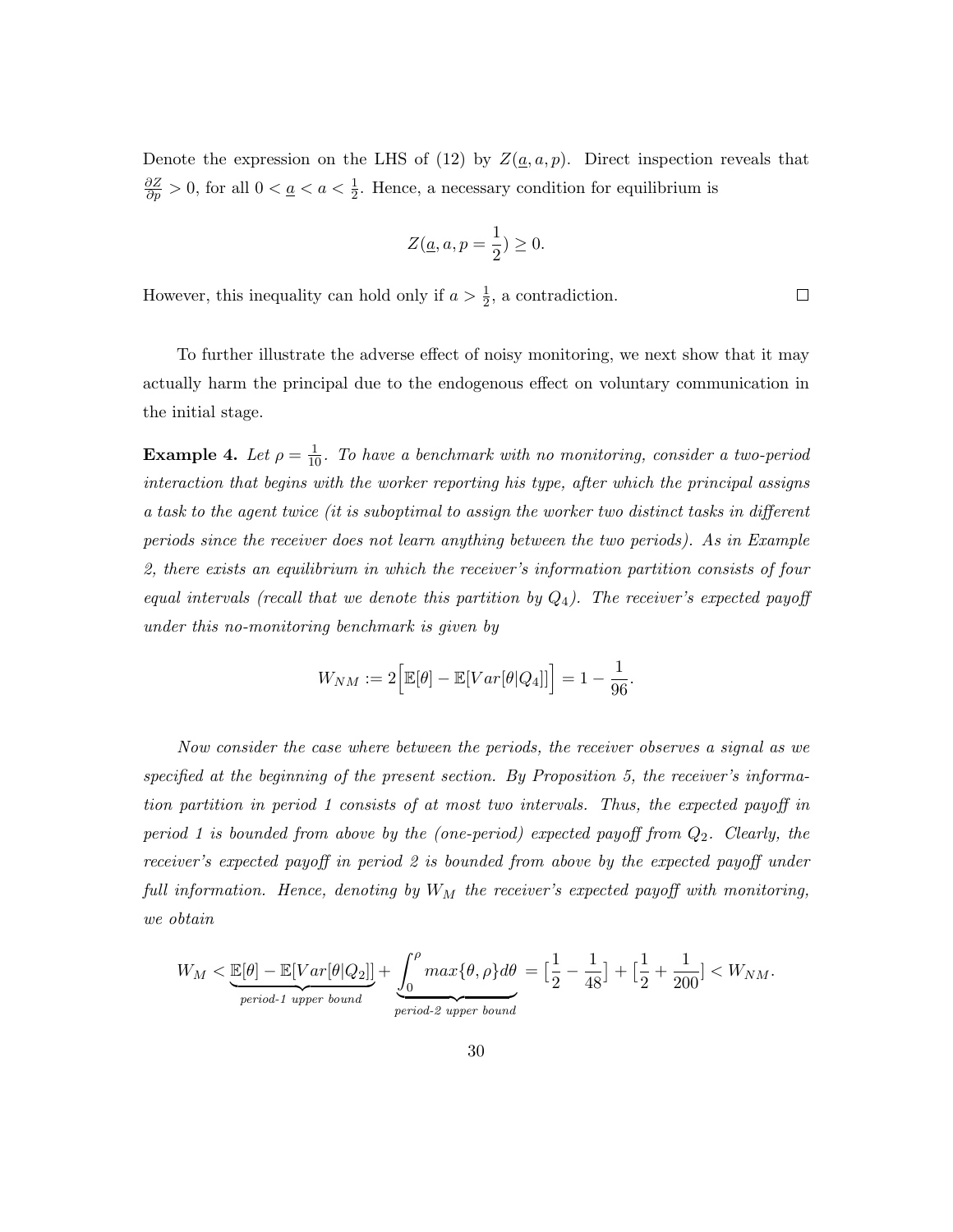Denote the expression on the LHS of (12) by $Z(\underline{a}, a, p)$. Direct inspection reveals that $\frac{\partial Z}{\partial p} > 0$, for all $0 < \underline{a} < a < \frac{1}{2}$. Hence, a necessary condition for equilibrium is

$$Z(\underline{a}, a, p = \frac{1}{2}) \geq 0.$$

However, this inequality can hold only if $a > \frac{1}{2}$, a contradiction. $\square$

To further illustrate the adverse effect of noisy monitoring, we next show that it may actually harm the principal due to the endogenous effect on voluntary communication in the initial stage.

**Example 4.** *Let $\rho = \frac{1}{10}$. To have a benchmark with no monitoring, consider a two-period interaction that begins with the worker reporting his type, after which the principal assigns a task to the agent twice (it is suboptimal to assign the worker two distinct tasks in different periods since the receiver does not learn anything between the two periods). As in Example 2, there exists an equilibrium in which the receiver's information partition consists of four equal intervals (recall that we denote this partition by $Q_4$). The receiver's expected payoff under this no-monitoring benchmark is given by*

$$W_{NM} := 2\Big[\mathbb{E}[\theta] - \mathbb{E}[Var[\theta|Q_4]]\Big] = 1 - \frac{1}{96}.$$

*Now consider the case where between the periods, the receiver observes a signal as we specified at the beginning of the present section. By Proposition 5, the receiver's information partition in period 1 consists of at most two intervals. Thus, the expected payoff in period 1 is bounded from above by the (one-period) expected payoff from $Q_2$. Clearly, the receiver's expected payoff in period 2 is bounded from above by the expected payoff under full information. Hence, denoting by $W_M$ the receiver's expected payoff with monitoring, we obtain*

$$W_M < \underbrace{\mathbb{E}[\theta] - \mathbb{E}[Var[\theta|Q_2]]}_{\textit{period-1 upper bound}} + \underbrace{\int_0^{\rho} max\{\theta, \rho\} d\theta}_{\textit{period-2 upper bound}} = \Big[\frac{1}{2} - \frac{1}{48}\Big] + \Big[\frac{1}{2} + \frac{1}{200}\Big] < W_{NM}.$$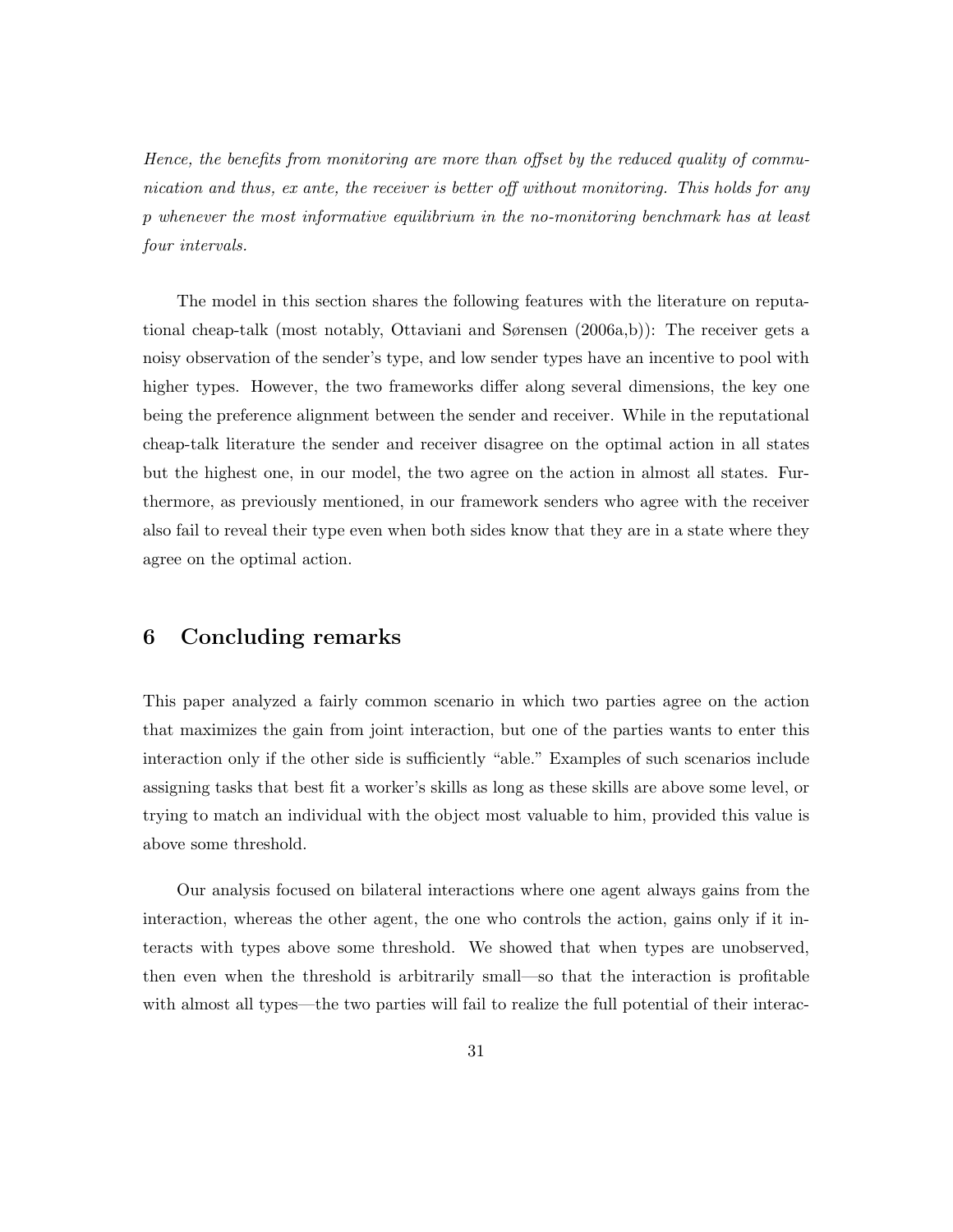*Hence, the benefits from monitoring are more than offset by the reduced quality of communication and thus, ex ante, the receiver is better off without monitoring. This holds for any $p$ whenever the most informative equilibrium in the no-monitoring benchmark has at least four intervals.*

The model in this section shares the following features with the literature on reputational cheap-talk (most notably, Ottaviani and Sørensen (2006a,b)): The receiver gets a noisy observation of the sender's type, and low sender types have an incentive to pool with higher types. However, the two frameworks differ along several dimensions, the key one being the preference alignment between the sender and receiver. While in the reputational cheap-talk literature the sender and receiver disagree on the optimal action in all states but the highest one, in our model, the two agree on the action in almost all states. Furthermore, as previously mentioned, in our framework senders who agree with the receiver also fail to reveal their type even when both sides know that they are in a state where they agree on the optimal action.

## 6 Concluding remarks

This paper analyzed a fairly common scenario in which two parties agree on the action that maximizes the gain from joint interaction, but one of the parties wants to enter this interaction only if the other side is sufficiently "able." Examples of such scenarios include assigning tasks that best fit a worker's skills as long as these skills are above some level, or trying to match an individual with the object most valuable to him, provided this value is above some threshold.

Our analysis focused on bilateral interactions where one agent always gains from the interaction, whereas the other agent, the one who controls the action, gains only if it interacts with types above some threshold. We showed that when types are unobserved, then even when the threshold is arbitrarily small—so that the interaction is profitable with almost all types—the two parties will fail to realize the full potential of their interac-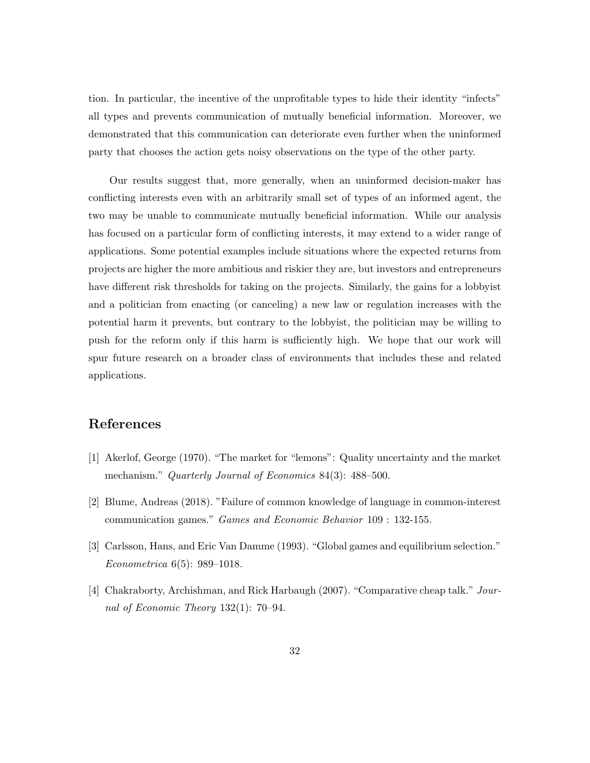tion. In particular, the incentive of the unprofitable types to hide their identity "infects" all types and prevents communication of mutually beneficial information. Moreover, we demonstrated that this communication can deteriorate even further when the uninformed party that chooses the action gets noisy observations on the type of the other party.

Our results suggest that, more generally, when an uninformed decision-maker has conflicting interests even with an arbitrarily small set of types of an informed agent, the two may be unable to communicate mutually beneficial information. While our analysis has focused on a particular form of conflicting interests, it may extend to a wider range of applications. Some potential examples include situations where the expected returns from projects are higher the more ambitious and riskier they are, but investors and entrepreneurs have different risk thresholds for taking on the projects. Similarly, the gains for a lobbyist and a politician from enacting (or canceling) a new law or regulation increases with the potential harm it prevents, but contrary to the lobbyist, the politician may be willing to push for the reform only if this harm is sufficiently high. We hope that our work will spur future research on a broader class of environments that includes these and related applications.

## References

[1] Akerlof, George (1970). "The market for "lemons": Quality uncertainty and the market mechanism." *Quarterly Journal of Economics* 84(3): 488–500.

[2] Blume, Andreas (2018). "Failure of common knowledge of language in common-interest communication games." *Games and Economic Behavior* 109 : 132-155.

[3] Carlsson, Hans, and Eric Van Damme (1993). "Global games and equilibrium selection." *Econometrica* 6(5): 989–1018.

[4] Chakraborty, Archishman, and Rick Harbaugh (2007). "Comparative cheap talk." *Journal of Economic Theory* 132(1): 70–94.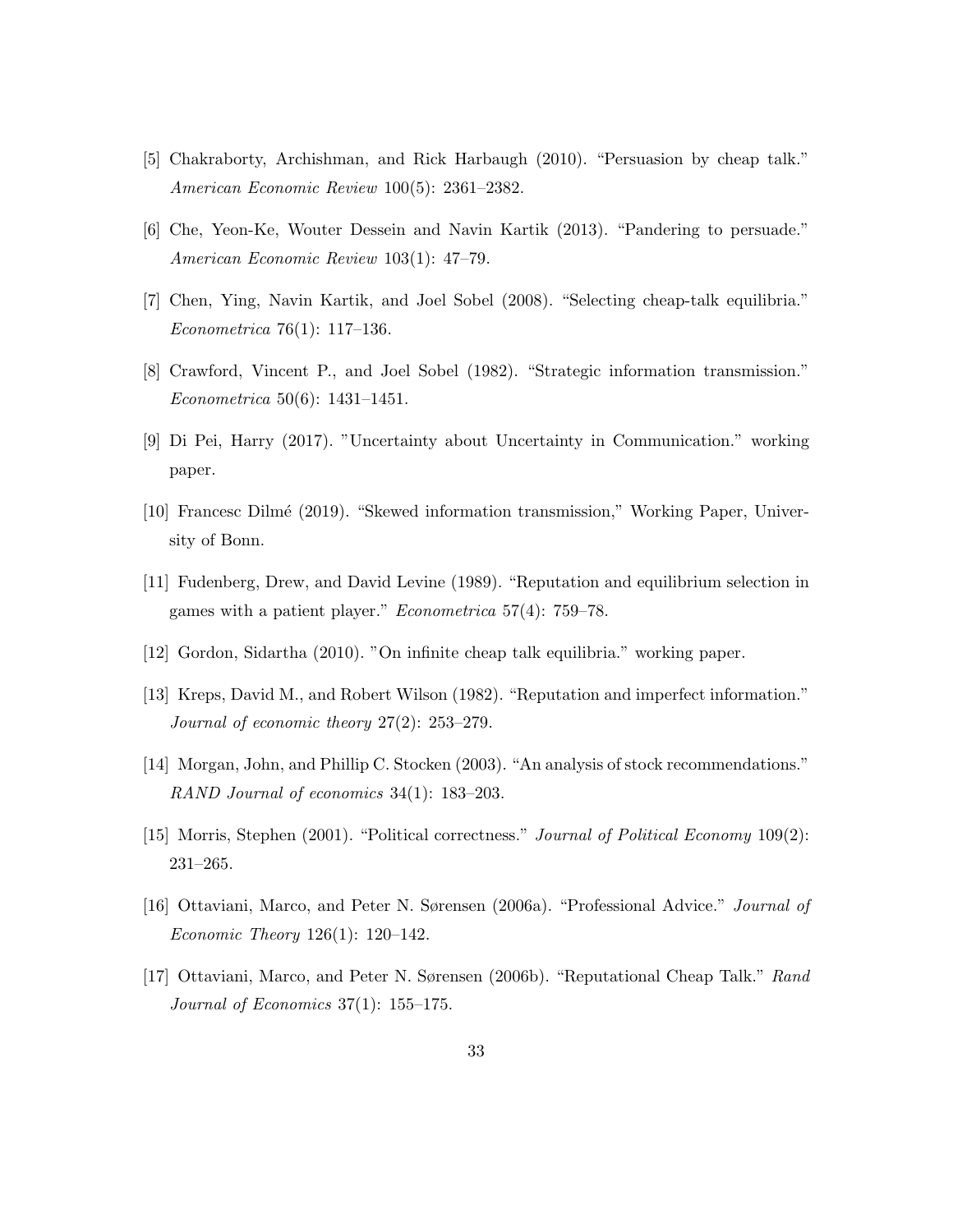[5] Chakraborty, Archishman, and Rick Harbaugh (2010). "Persuasion by cheap talk." *American Economic Review* 100(5): 2361–2382.

[6] Che, Yeon-Ke, Wouter Dessein and Navin Kartik (2013). "Pandering to persuade." *American Economic Review* 103(1): 47–79.

[7] Chen, Ying, Navin Kartik, and Joel Sobel (2008). "Selecting cheap-talk equilibria." *Econometrica* 76(1): 117–136.

[8] Crawford, Vincent P., and Joel Sobel (1982). "Strategic information transmission." *Econometrica* 50(6): 1431–1451.

[9] Di Pei, Harry (2017). "Uncertainty about Uncertainty in Communication." working paper.

[10] Francesc Dilmé (2019). "Skewed information transmission," Working Paper, University of Bonn.

[11] Fudenberg, Drew, and David Levine (1989). "Reputation and equilibrium selection in games with a patient player." *Econometrica* 57(4): 759–78.

[12] Gordon, Sidartha (2010). "On infinite cheap talk equilibria." working paper.

[13] Kreps, David M., and Robert Wilson (1982). "Reputation and imperfect information." *Journal of economic theory* 27(2): 253–279.

[14] Morgan, John, and Phillip C. Stocken (2003). "An analysis of stock recommendations." *RAND Journal of economics* 34(1): 183–203.

[15] Morris, Stephen (2001). "Political correctness." *Journal of Political Economy* 109(2): 231–265.

[16] Ottaviani, Marco, and Peter N. Sørensen (2006a). "Professional Advice." *Journal of Economic Theory* 126(1): 120–142.

[17] Ottaviani, Marco, and Peter N. Sørensen (2006b). "Reputational Cheap Talk." *Rand Journal of Economics* 37(1): 155–175.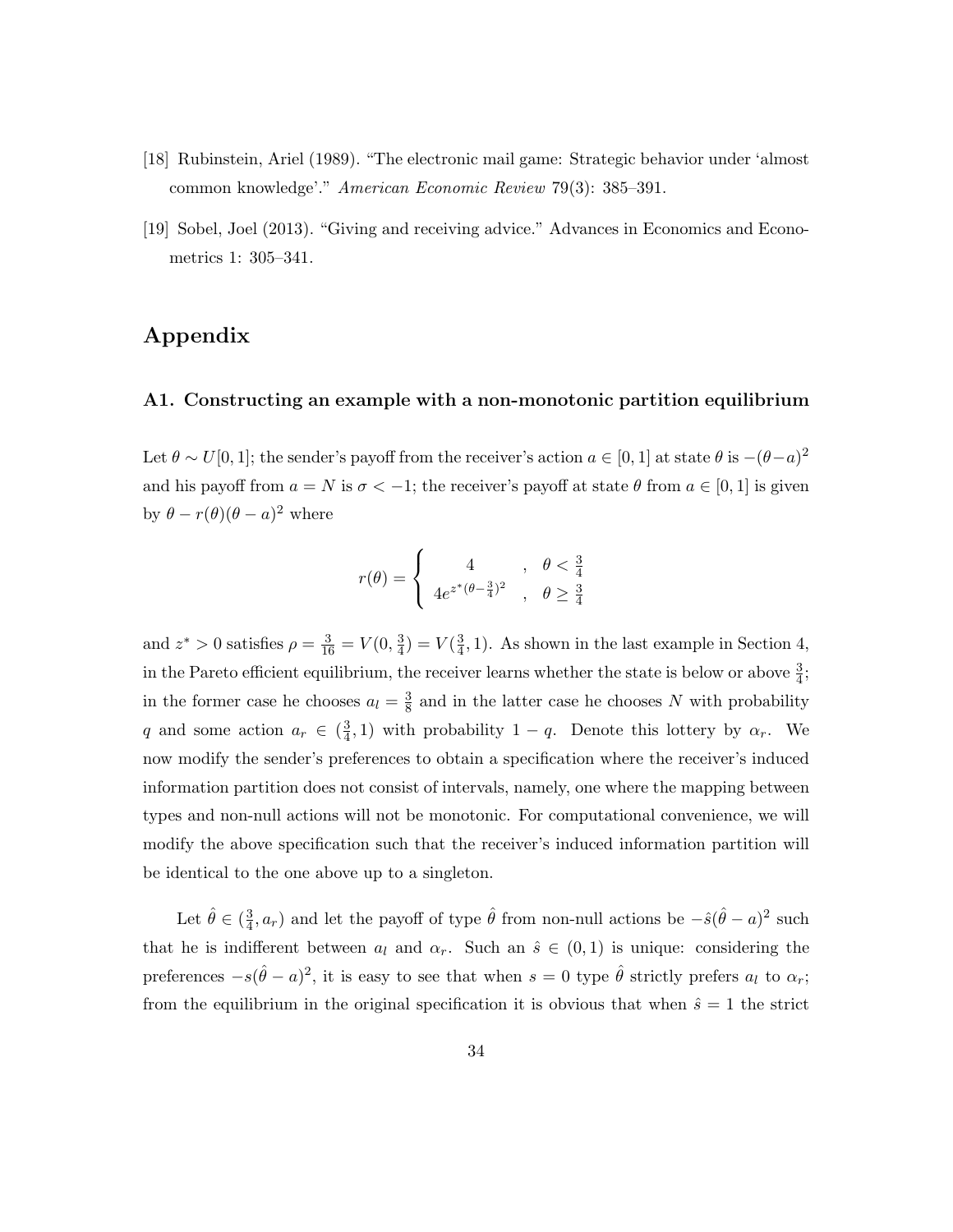[18] Rubinstein, Ariel (1989). "The electronic mail game: Strategic behavior under 'almost common knowledge'." *American Economic Review* 79(3): 385–391.

[19] Sobel, Joel (2013). "Giving and receiving advice." Advances in Economics and Econometrics 1: 305–341.

# Appendix

### A1. Constructing an example with a non-monotonic partition equilibrium

Let $\theta \sim U[0,1]$; the sender's payoff from the receiver's action $a \in [0,1]$ at state $\theta$ is $-(\theta-a)^2$ and his payoff from $a = N$ is $\sigma < -1$; the receiver's payoff at state $\theta$ from $a \in [0,1]$ is given by $\theta - r(\theta)(\theta-a)^2$ where

$$r(\theta) = \begin{cases} 4 & , \quad \theta < \frac{3}{4} \\ 4e^{z^*(\theta-\frac{3}{4})^2} & , \quad \theta \geq \frac{3}{4} \end{cases}$$

and $z^* > 0$ satisfies $\rho = \frac{3}{16} = V(0, \frac{3}{4}) = V(\frac{3}{4}, 1)$. As shown in the last example in Section 4, in the Pareto efficient equilibrium, the receiver learns whether the state is below or above $\frac{3}{4}$; in the former case he chooses $a_l = \frac{3}{8}$ and in the latter case he chooses $N$ with probability $q$ and some action $a_r \in (\frac{3}{4}, 1)$ with probability $1-q$. Denote this lottery by $\alpha_r$. We now modify the sender's preferences to obtain a specification where the receiver's induced information partition does not consist of intervals, namely, one where the mapping between types and non-null actions will not be monotonic. For computational convenience, we will modify the above specification such that the receiver's induced information partition will be identical to the one above up to a singleton.

Let $\hat{\theta} \in (\frac{3}{4}, a_r)$ and let the payoff of type $\hat{\theta}$ from non-null actions be $-\hat{s}(\hat{\theta}-a)^2$ such that he is indifferent between $a_l$ and $\alpha_r$. Such an $\hat{s} \in (0,1)$ is unique: considering the preferences $-s(\hat{\theta}-a)^2$, it is easy to see that when $s = 0$ type $\hat{\theta}$ strictly prefers $a_l$ to $\alpha_r$; from the equilibrium in the original specification it is obvious that when $\hat{s} = 1$ the strict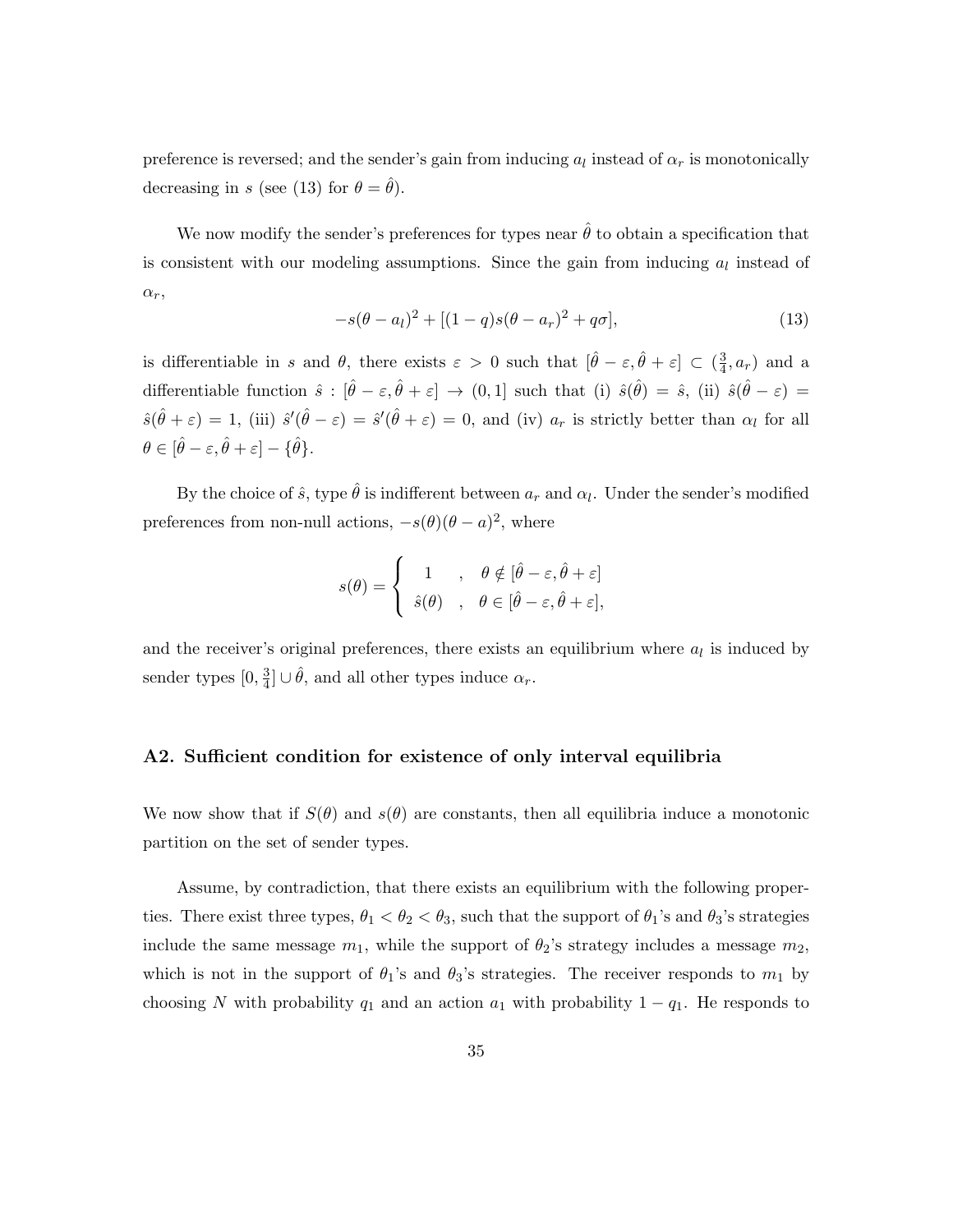preference is reversed; and the sender's gain from inducing $a_l$ instead of $\alpha_r$ is monotonically decreasing in $s$ (see (13) for $\theta = \hat{\theta}$).

We now modify the sender's preferences for types near $\hat{\theta}$ to obtain a specification that is consistent with our modeling assumptions. Since the gain from inducing $a_l$ instead of $\alpha_r$,

$$-s(\theta - a_l)^2 + [(1-q)s(\theta - a_r)^2 + q\sigma], \tag{13}$$

is differentiable in $s$ and $\theta$, there exists $\varepsilon > 0$ such that $[\hat{\theta} - \varepsilon, \hat{\theta} + \varepsilon] \subset (\frac{3}{4}, a_r)$ and a differentiable function $\hat{s} : [\hat{\theta} - \varepsilon, \hat{\theta} + \varepsilon] \to (0, 1]$ such that (i) $\hat{s}(\hat{\theta}) = \hat{s}$, (ii) $\hat{s}(\hat{\theta} - \varepsilon) = \hat{s}(\hat{\theta} + \varepsilon) = 1$, (iii) $\hat{s}'(\hat{\theta} - \varepsilon) = \hat{s}'(\hat{\theta} + \varepsilon) = 0$, and (iv) $a_r$ is strictly better than $\alpha_l$ for all $\theta \in [\hat{\theta} - \varepsilon, \hat{\theta} + \varepsilon] - \{\hat{\theta}\}$.

By the choice of $\hat{s}$, type $\hat{\theta}$ is indifferent between $a_r$ and $\alpha_l$. Under the sender's modified preferences from non-null actions, $-s(\theta)(\theta - a)^2$, where

$$s(\theta) = \begin{cases} 1 & , \quad \theta \notin [\hat{\theta} - \varepsilon, \hat{\theta} + \varepsilon] \\ \hat{s}(\theta) & , \quad \theta \in [\hat{\theta} - \varepsilon, \hat{\theta} + \varepsilon], \end{cases}$$

and the receiver's original preferences, there exists an equilibrium where $a_l$ is induced by sender types $[0, \frac{3}{4}] \cup \hat{\theta}$, and all other types induce $\alpha_r$.

### A2. Sufficient condition for existence of only interval equilibria

We now show that if $S(\theta)$ and $s(\theta)$ are constants, then all equilibria induce a monotonic partition on the set of sender types.

Assume, by contradiction, that there exists an equilibrium with the following properties. There exist three types, $\theta_1 < \theta_2 < \theta_3$, such that the support of $\theta_1$'s and $\theta_3$'s strategies include the same message $m_1$, while the support of $\theta_2$'s strategy includes a message $m_2$, which is not in the support of $\theta_1$'s and $\theta_3$'s strategies. The receiver responds to $m_1$ by choosing $N$ with probability $q_1$ and an action $a_1$ with probability $1 - q_1$. He responds to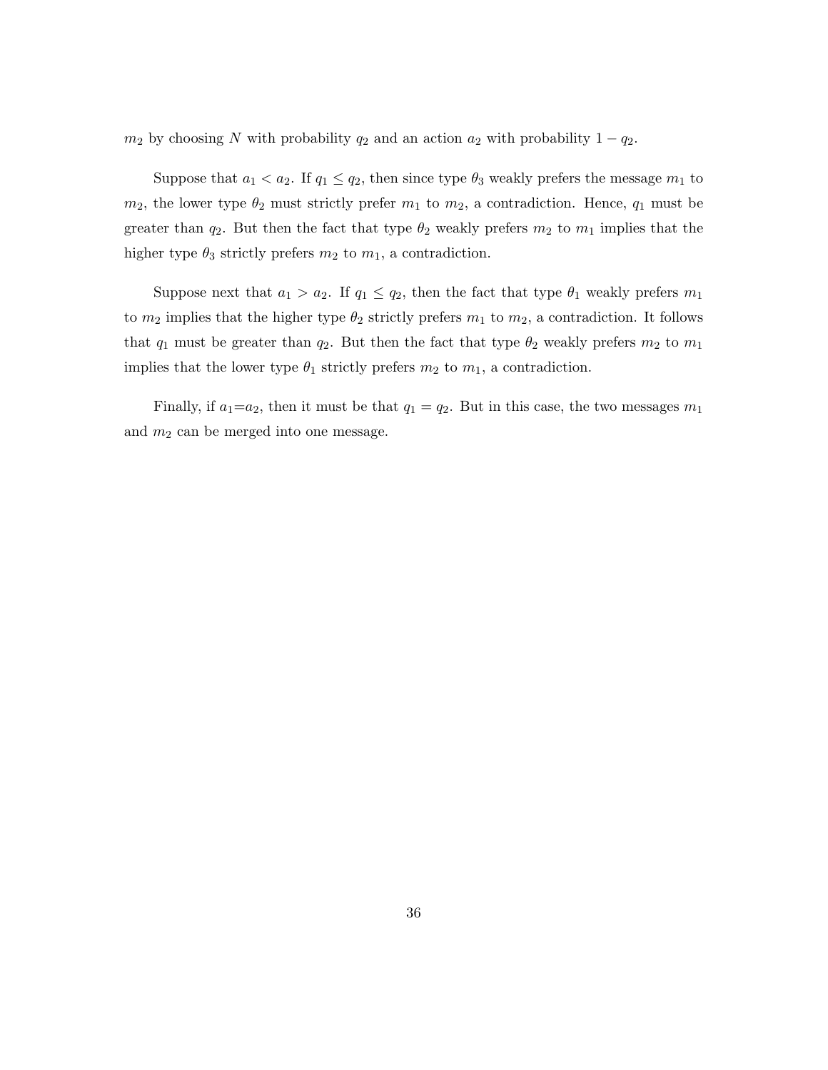$m_2$ by choosing $N$ with probability $q_2$ and an action $a_2$ with probability $1 - q_2$.

Suppose that $a_1 < a_2$. If $q_1 \leq q_2$, then since type $\theta_3$ weakly prefers the message $m_1$ to $m_2$, the lower type $\theta_2$ must strictly prefer $m_1$ to $m_2$, a contradiction. Hence, $q_1$ must be greater than $q_2$. But then the fact that type $\theta_2$ weakly prefers $m_2$ to $m_1$ implies that the higher type $\theta_3$ strictly prefers $m_2$ to $m_1$, a contradiction.

Suppose next that $a_1 > a_2$. If $q_1 \leq q_2$, then the fact that type $\theta_1$ weakly prefers $m_1$ to $m_2$ implies that the higher type $\theta_2$ strictly prefers $m_1$ to $m_2$, a contradiction. It follows that $q_1$ must be greater than $q_2$. But then the fact that type $\theta_2$ weakly prefers $m_2$ to $m_1$ implies that the lower type $\theta_1$ strictly prefers $m_2$ to $m_1$, a contradiction.

Finally, if $a_1$=$a_2$, then it must be that $q_1 = q_2$. But in this case, the two messages $m_1$ and $m_2$ can be merged into one message.